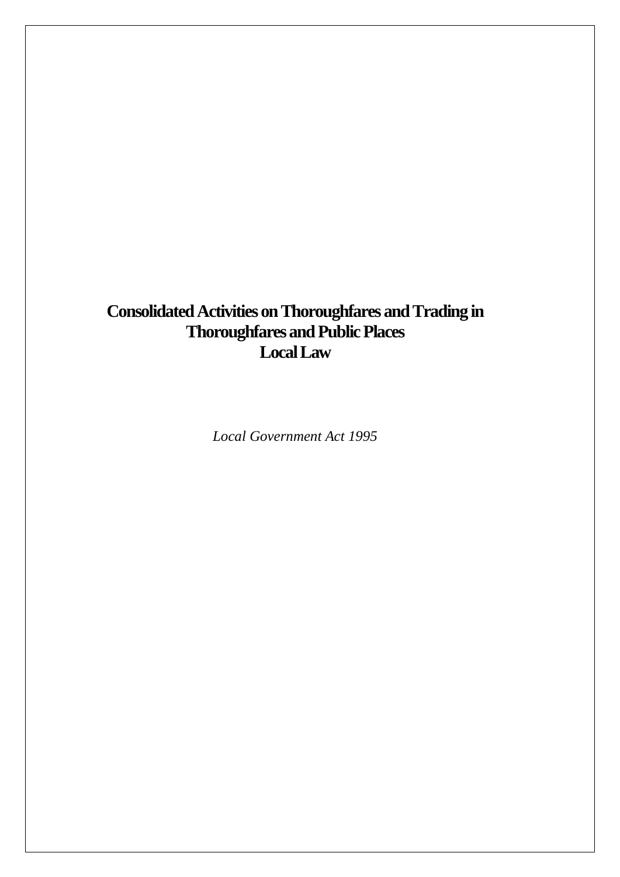# Consolidated Activities on Thoroughfares and Trading in Thoroughfares and Public Places Local Law

*Local Government Act 1995*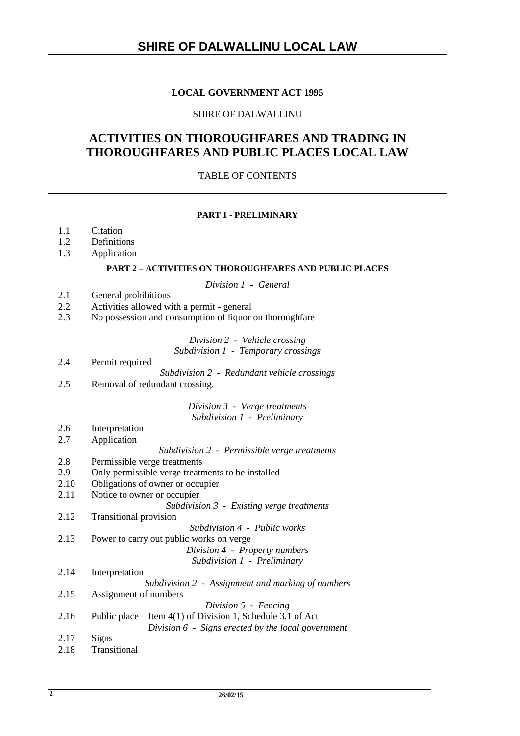# SHIRE OF DALWALLINU LOCAL LAW

**LOCAL GOVERNMENT ACT 1995**

SHIRE OF DALWALLINU

## ACTIVITIES ON THOROUGHFARES AND TRADING IN THOROUGHFARES AND PUBLIC PLACES LOCAL LAW

TABLE OF CONTENTS

**PART 1 - PRELIMINARY**

1.1 Citation
1.2 Definitions
1.3 Application

**PART 2 – ACTIVITIES ON THOROUGHFARES AND PUBLIC PLACES**

*Division 1 - General*

2.1 General prohibitions
2.2 Activities allowed with a permit - general
2.3 No possession and consumption of liquor on thoroughfare

*Division 2 - Vehicle crossing*
*Subdivision 1 - Temporary crossings*

2.4 Permit required

*Subdivision 2 - Redundant vehicle crossings*

2.5 Removal of redundant crossing.

*Division 3 - Verge treatments*
*Subdivision 1 - Preliminary*

2.6 Interpretation
2.7 Application

*Subdivision 2 - Permissible verge treatments*

2.8 Permissible verge treatments
2.9 Only permissible verge treatments to be installed
2.10 Obligations of owner or occupier
2.11 Notice to owner or occupier

*Subdivision 3 - Existing verge treatments*

2.12 Transitional provision

*Subdivision 4 - Public works*

2.13 Power to carry out public works on verge

*Division 4 - Property numbers*
*Subdivision 1 - Preliminary*

2.14 Interpretation

*Subdivision 2 - Assignment and marking of numbers*

2.15 Assignment of numbers

*Division 5 - Fencing*

2.16 Public place – Item 4(1) of Division 1, Schedule 3.1 of Act

*Division 6 - Signs erected by the local government*

2.17 Signs
2.18 Transitional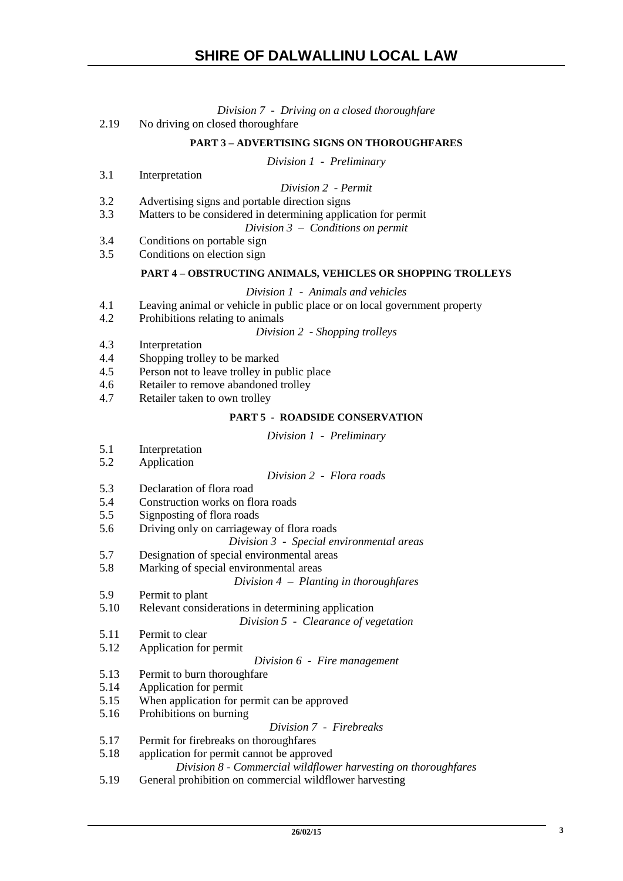*Division 7 - Driving on a closed thoroughfare*

2.19 No driving on closed thoroughfare

**PART 3 – ADVERTISING SIGNS ON THOROUGHFARES**

*Division 1 - Preliminary*

3.1 Interpretation

*Division 2 - Permit*

3.2 Advertising signs and portable direction signs
3.3 Matters to be considered in determining application for permit

*Division 3 – Conditions on permit*

3.4 Conditions on portable sign
3.5 Conditions on election sign

**PART 4 – OBSTRUCTING ANIMALS, VEHICLES OR SHOPPING TROLLEYS**

*Division 1 - Animals and vehicles*

4.1 Leaving animal or vehicle in public place or on local government property
4.2 Prohibitions relating to animals

*Division 2 - Shopping trolleys*

4.3 Interpretation
4.4 Shopping trolley to be marked
4.5 Person not to leave trolley in public place
4.6 Retailer to remove abandoned trolley
4.7 Retailer taken to own trolley

**PART 5 - ROADSIDE CONSERVATION**

*Division 1 - Preliminary*

5.1 Interpretation
5.2 Application

*Division 2 - Flora roads*

5.3 Declaration of flora road
5.4 Construction works on flora roads
5.5 Signposting of flora roads
5.6 Driving only on carriageway of flora roads

*Division 3 - Special environmental areas*

5.7 Designation of special environmental areas
5.8 Marking of special environmental areas

*Division 4 – Planting in thoroughfares*

5.9 Permit to plant
5.10 Relevant considerations in determining application

*Division 5 - Clearance of vegetation*

5.11 Permit to clear
5.12 Application for permit

*Division 6 - Fire management*

5.13 Permit to burn thoroughfare
5.14 Application for permit
5.15 When application for permit can be approved
5.16 Prohibitions on burning

*Division 7 - Firebreaks*

5.17 Permit for firebreaks on thoroughfares
5.18 application for permit cannot be approved

*Division 8 - Commercial wildflower harvesting on thoroughfares*

5.19 General prohibition on commercial wildflower harvesting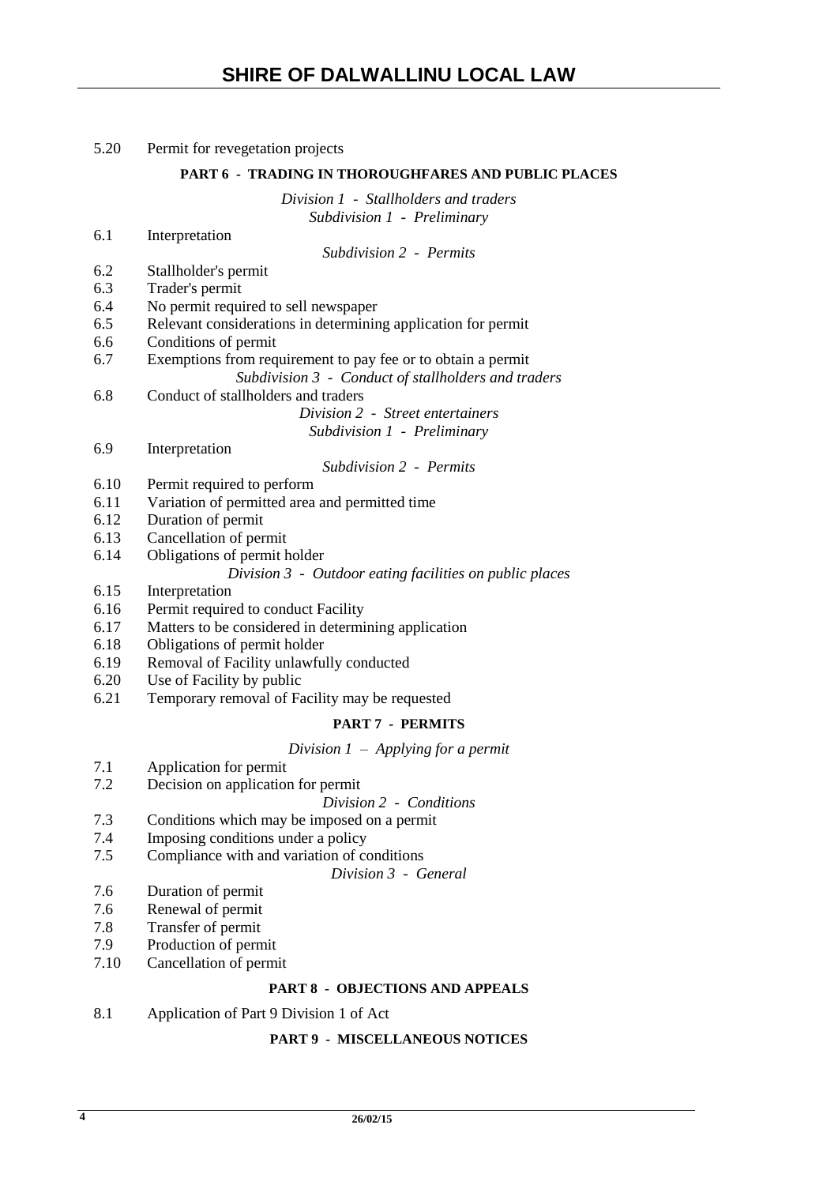5.20 Permit for revegetation projects

**PART 6 - TRADING IN THOROUGHFARES AND PUBLIC PLACES**

*Division 1 - Stallholders and traders*
*Subdivision 1 - Preliminary*

6.1 Interpretation

*Subdivision 2 - Permits*

6.2 Stallholder's permit
6.3 Trader's permit
6.4 No permit required to sell newspaper
6.5 Relevant considerations in determining application for permit
6.6 Conditions of permit
6.7 Exemptions from requirement to pay fee or to obtain a permit

*Subdivision 3 - Conduct of stallholders and traders*

6.8 Conduct of stallholders and traders

*Division 2 - Street entertainers*
*Subdivision 1 - Preliminary*

6.9 Interpretation

*Subdivision 2 - Permits*

6.10 Permit required to perform
6.11 Variation of permitted area and permitted time
6.12 Duration of permit
6.13 Cancellation of permit
6.14 Obligations of permit holder

*Division 3 - Outdoor eating facilities on public places*

6.15 Interpretation
6.16 Permit required to conduct Facility
6.17 Matters to be considered in determining application
6.18 Obligations of permit holder
6.19 Removal of Facility unlawfully conducted
6.20 Use of Facility by public
6.21 Temporary removal of Facility may be requested

**PART 7 - PERMITS**

*Division 1 – Applying for a permit*

7.1 Application for permit
7.2 Decision on application for permit

*Division 2 - Conditions*

7.3 Conditions which may be imposed on a permit
7.4 Imposing conditions under a policy
7.5 Compliance with and variation of conditions

*Division 3 - General*

7.6 Duration of permit
7.6 Renewal of permit
7.8 Transfer of permit
7.9 Production of permit
7.10 Cancellation of permit

**PART 8 - OBJECTIONS AND APPEALS**

8.1 Application of Part 9 Division 1 of Act

**PART 9 - MISCELLANEOUS NOTICES**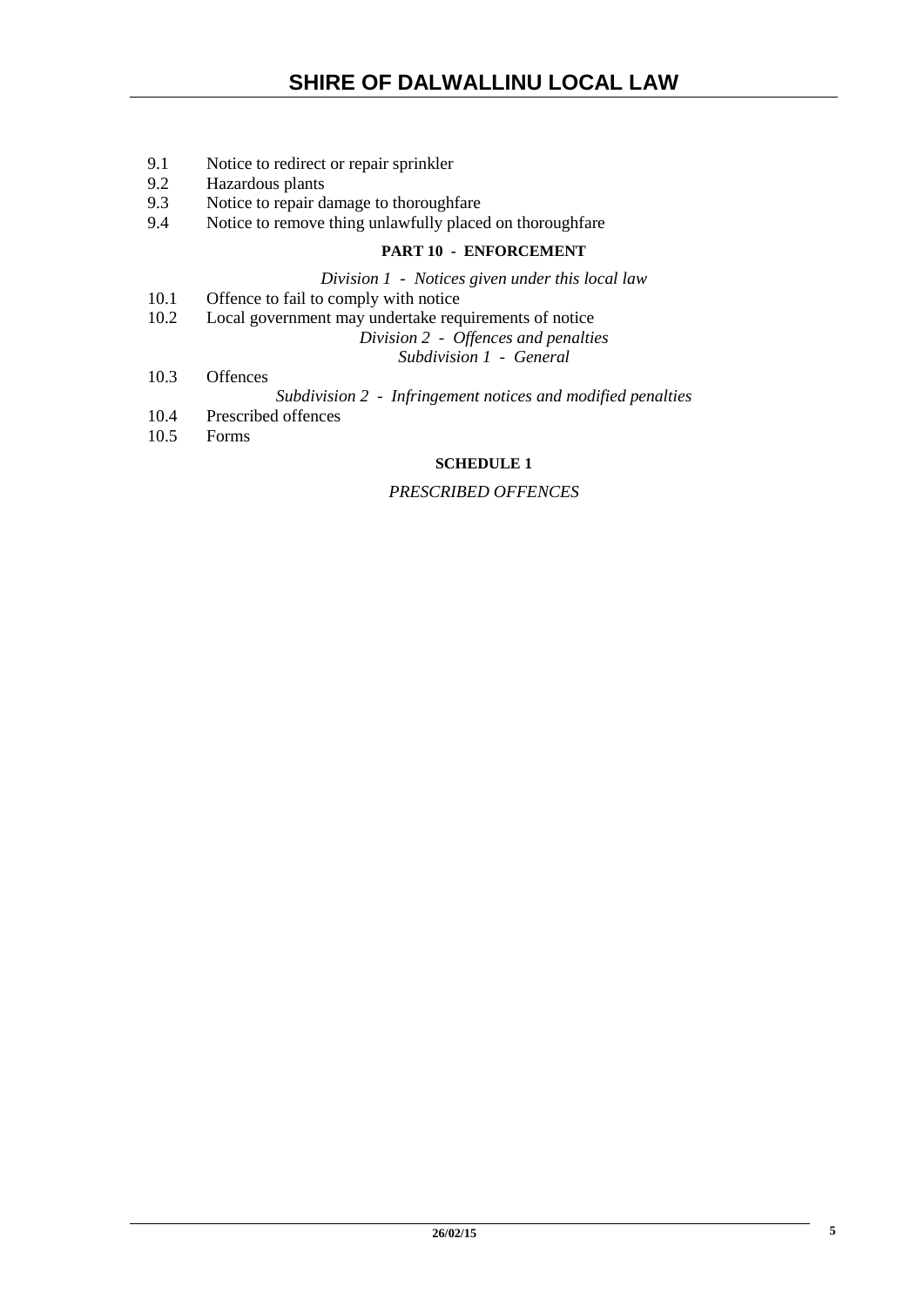9.1 Notice to redirect or repair sprinkler
9.2 Hazardous plants
9.3 Notice to repair damage to thoroughfare
9.4 Notice to remove thing unlawfully placed on thoroughfare

**PART 10 - ENFORCEMENT**

*Division 1 - Notices given under this local law*

10.1 Offence to fail to comply with notice
10.2 Local government may undertake requirements of notice

*Division 2 - Offences and penalties*

*Subdivision 1 - General*

10.3 Offences

*Subdivision 2 - Infringement notices and modified penalties*

10.4 Prescribed offences
10.5 Forms

**SCHEDULE 1**

*PRESCRIBED OFFENCES*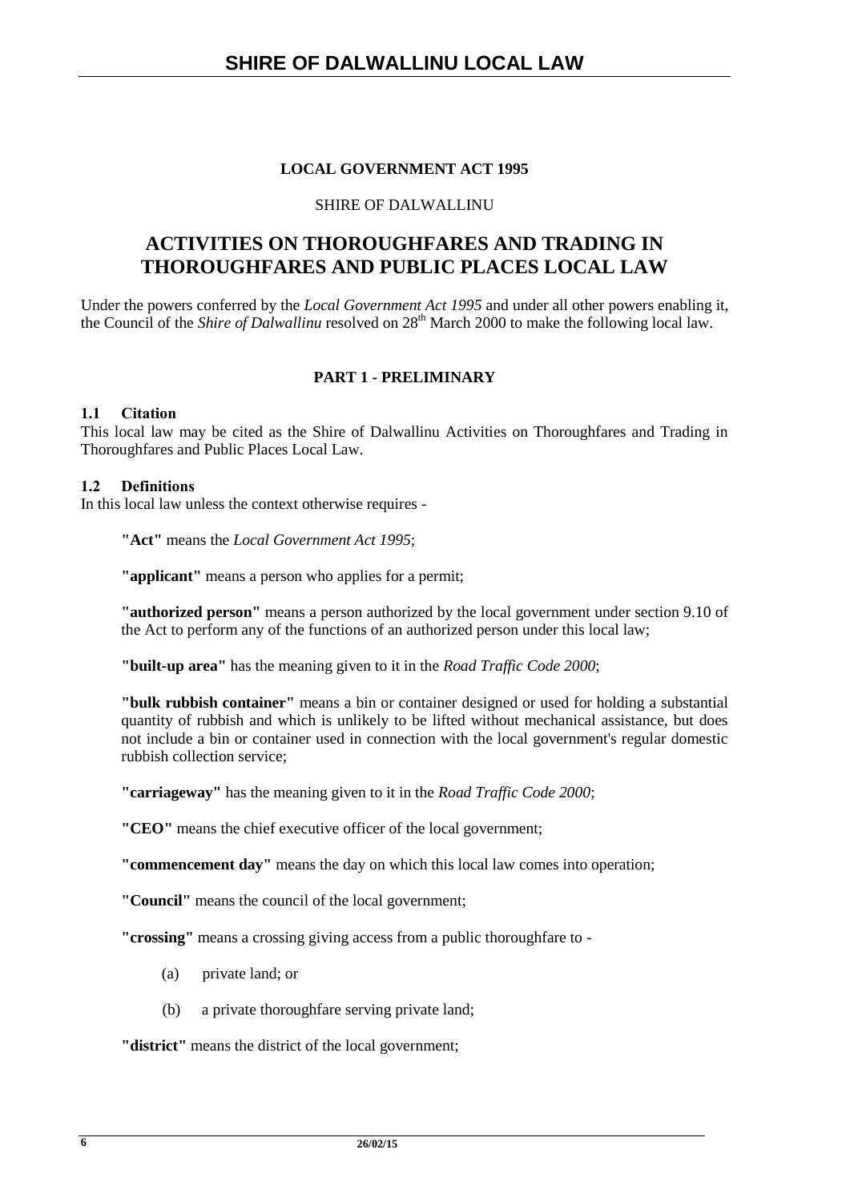**LOCAL GOVERNMENT ACT 1995**

SHIRE OF DALWALLINU

# ACTIVITIES ON THOROUGHFARES AND TRADING IN THOROUGHFARES AND PUBLIC PLACES LOCAL LAW

Under the powers conferred by the *Local Government Act 1995* and under all other powers enabling it, the Council of the *Shire of Dalwallinu* resolved on 28th March 2000 to make the following local law.

## PART 1 - PRELIMINARY

### 1.1 Citation

This local law may be cited as the Shire of Dalwallinu Activities on Thoroughfares and Trading in Thoroughfares and Public Places Local Law.

### 1.2 Definitions

In this local law unless the context otherwise requires -

**"Act"** means the *Local Government Act 1995*;

**"applicant"** means a person who applies for a permit;

**"authorized person"** means a person authorized by the local government under section 9.10 of the Act to perform any of the functions of an authorized person under this local law;

**"built-up area"** has the meaning given to it in the *Road Traffic Code 2000*;

**"bulk rubbish container"** means a bin or container designed or used for holding a substantial quantity of rubbish and which is unlikely to be lifted without mechanical assistance, but does not include a bin or container used in connection with the local government's regular domestic rubbish collection service;

**"carriageway"** has the meaning given to it in the *Road Traffic Code 2000*;

**"CEO"** means the chief executive officer of the local government;

**"commencement day"** means the day on which this local law comes into operation;

**"Council"** means the council of the local government;

**"crossing"** means a crossing giving access from a public thoroughfare to -

(a) private land; or

(b) a private thoroughfare serving private land;

**"district"** means the district of the local government;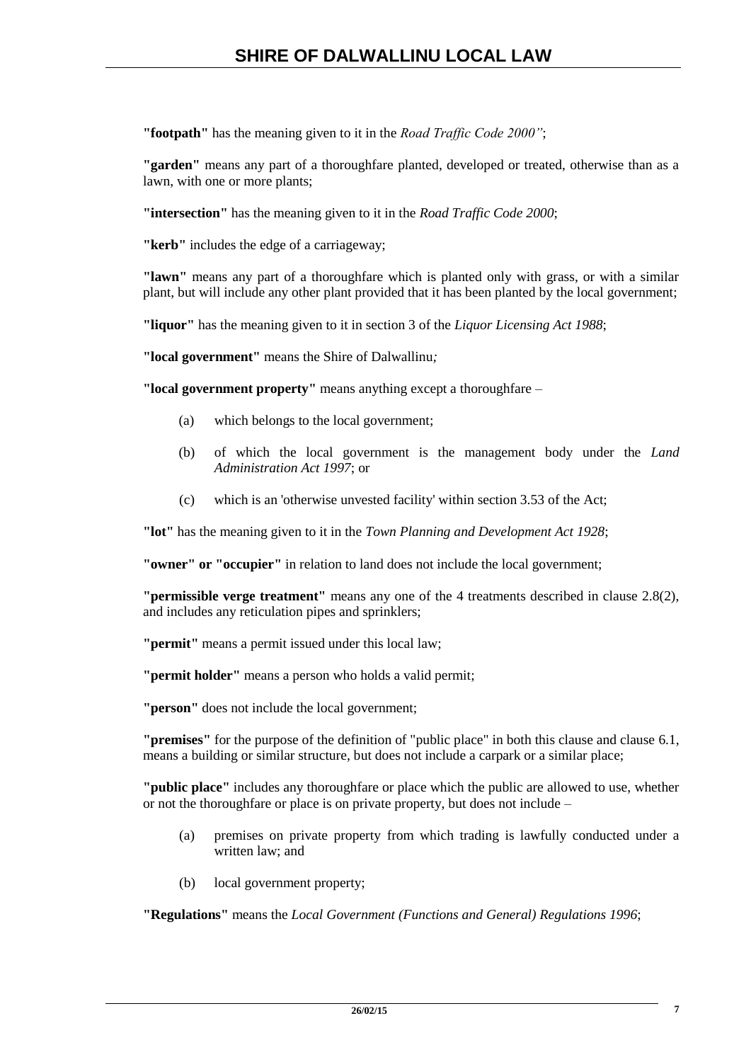**"footpath"** has the meaning given to it in the *Road Traffic Code 2000"*;

**"garden"** means any part of a thoroughfare planted, developed or treated, otherwise than as a lawn, with one or more plants;

**"intersection"** has the meaning given to it in the *Road Traffic Code 2000*;

**"kerb"** includes the edge of a carriageway;

**"lawn"** means any part of a thoroughfare which is planted only with grass, or with a similar plant, but will include any other plant provided that it has been planted by the local government;

**"liquor"** has the meaning given to it in section 3 of the *Liquor Licensing Act 1988*;

**"local government"** means the Shire of Dalwallinu*;*

**"local government property"** means anything except a thoroughfare –

(a) which belongs to the local government;

(b) of which the local government is the management body under the *Land Administration Act 1997*; or

(c) which is an 'otherwise unvested facility' within section 3.53 of the Act;

**"lot"** has the meaning given to it in the *Town Planning and Development Act 1928*;

**"owner" or "occupier"** in relation to land does not include the local government;

**"permissible verge treatment"** means any one of the 4 treatments described in clause 2.8(2), and includes any reticulation pipes and sprinklers;

**"permit"** means a permit issued under this local law;

**"permit holder"** means a person who holds a valid permit;

**"person"** does not include the local government;

**"premises"** for the purpose of the definition of "public place" in both this clause and clause 6.1, means a building or similar structure, but does not include a carpark or a similar place;

**"public place"** includes any thoroughfare or place which the public are allowed to use, whether or not the thoroughfare or place is on private property, but does not include –

(a) premises on private property from which trading is lawfully conducted under a written law; and

(b) local government property;

**"Regulations"** means the *Local Government (Functions and General) Regulations 1996*;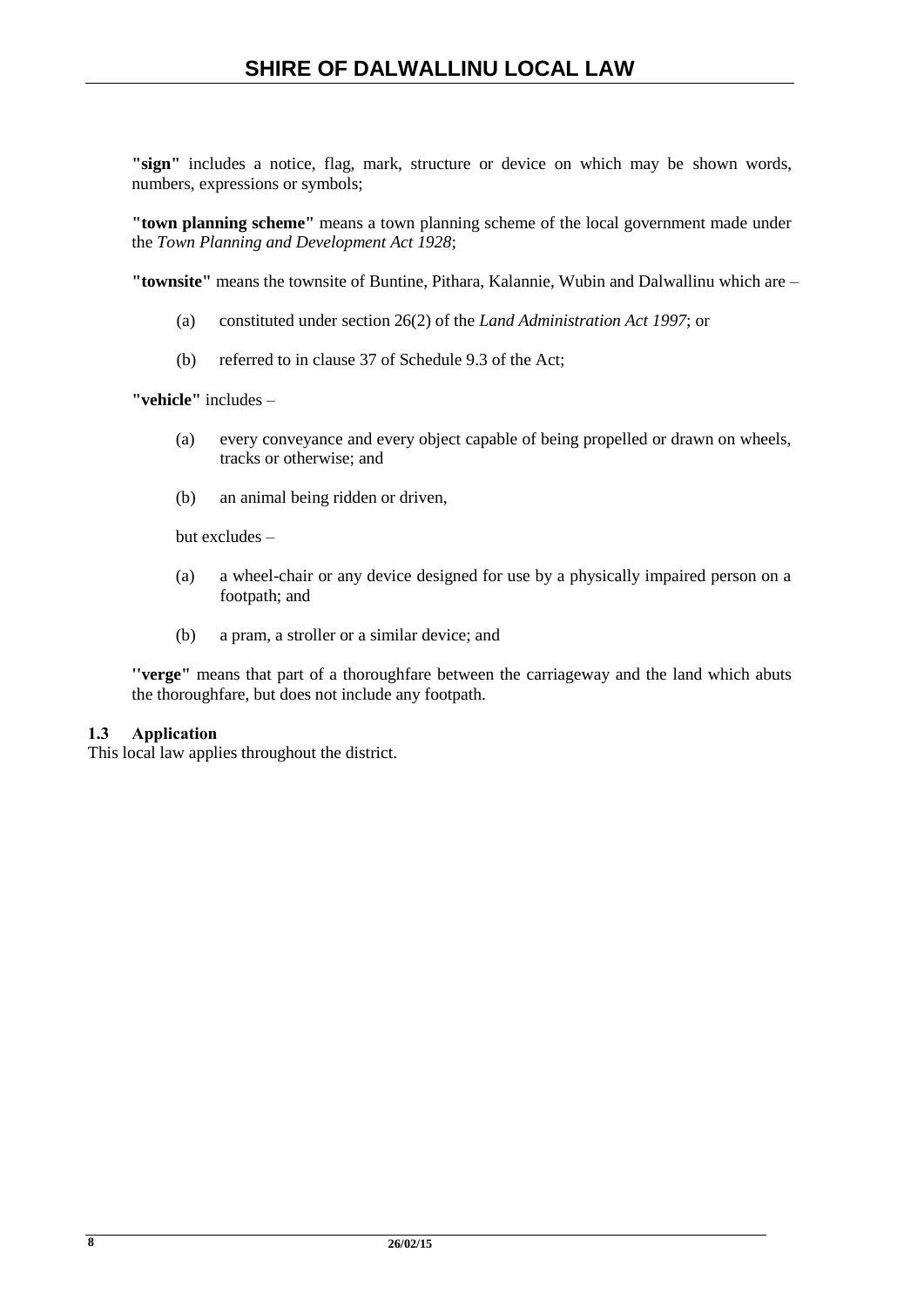**"sign"** includes a notice, flag, mark, structure or device on which may be shown words, numbers, expressions or symbols;

**"town planning scheme"** means a town planning scheme of the local government made under the *Town Planning and Development Act 1928*;

**"townsite"** means the townsite of Buntine, Pithara, Kalannie, Wubin and Dalwallinu which are –

(a) constituted under section 26(2) of the *Land Administration Act 1997*; or

(b) referred to in clause 37 of Schedule 9.3 of the Act;

**"vehicle"** includes –

(a) every conveyance and every object capable of being propelled or drawn on wheels, tracks or otherwise; and

(b) an animal being ridden or driven,

but excludes –

(a) a wheel-chair or any device designed for use by a physically impaired person on a footpath; and

(b) a pram, a stroller or a similar device; and

**''verge"** means that part of a thoroughfare between the carriageway and the land which abuts the thoroughfare, but does not include any footpath.

### 1.3 Application

This local law applies throughout the district.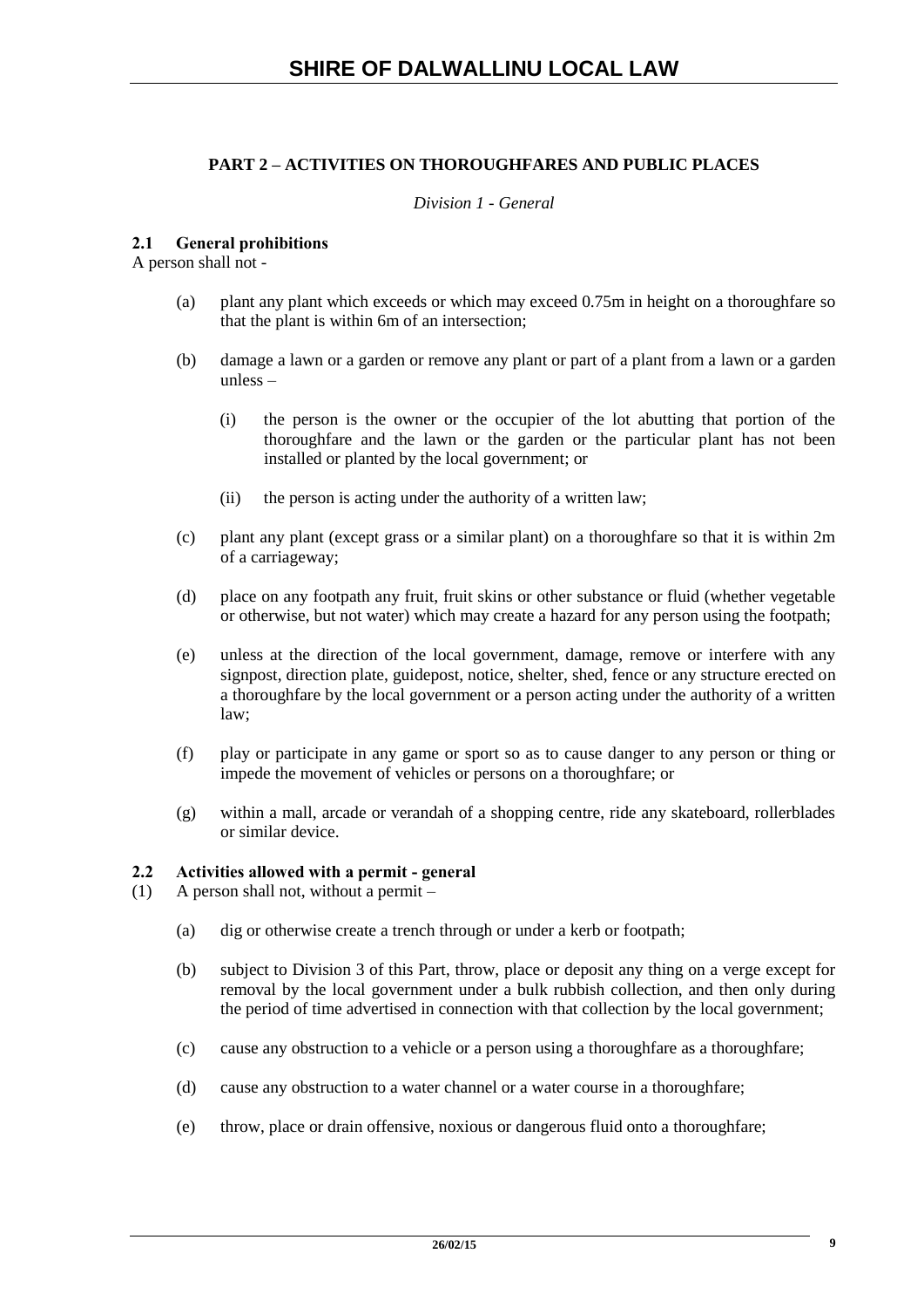## PART 2 – ACTIVITIES ON THOROUGHFARES AND PUBLIC PLACES

*Division 1 - General*

### 2.1 General prohibitions

A person shall not -

(a) plant any plant which exceeds or which may exceed 0.75m in height on a thoroughfare so that the plant is within 6m of an intersection;

(b) damage a lawn or a garden or remove any plant or part of a plant from a lawn or a garden unless –

  (i) the person is the owner or the occupier of the lot abutting that portion of the thoroughfare and the lawn or the garden or the particular plant has not been installed or planted by the local government; or

  (ii) the person is acting under the authority of a written law;

(c) plant any plant (except grass or a similar plant) on a thoroughfare so that it is within 2m of a carriageway;

(d) place on any footpath any fruit, fruit skins or other substance or fluid (whether vegetable or otherwise, but not water) which may create a hazard for any person using the footpath;

(e) unless at the direction of the local government, damage, remove or interfere with any signpost, direction plate, guidepost, notice, shelter, shed, fence or any structure erected on a thoroughfare by the local government or a person acting under the authority of a written law;

(f) play or participate in any game or sport so as to cause danger to any person or thing or impede the movement of vehicles or persons on a thoroughfare; or

(g) within a mall, arcade or verandah of a shopping centre, ride any skateboard, rollerblades or similar device.

### 2.2 Activities allowed with a permit - general

(1) A person shall not, without a permit –

(a) dig or otherwise create a trench through or under a kerb or footpath;

(b) subject to Division 3 of this Part, throw, place or deposit any thing on a verge except for removal by the local government under a bulk rubbish collection, and then only during the period of time advertised in connection with that collection by the local government;

(c) cause any obstruction to a vehicle or a person using a thoroughfare as a thoroughfare;

(d) cause any obstruction to a water channel or a water course in a thoroughfare;

(e) throw, place or drain offensive, noxious or dangerous fluid onto a thoroughfare;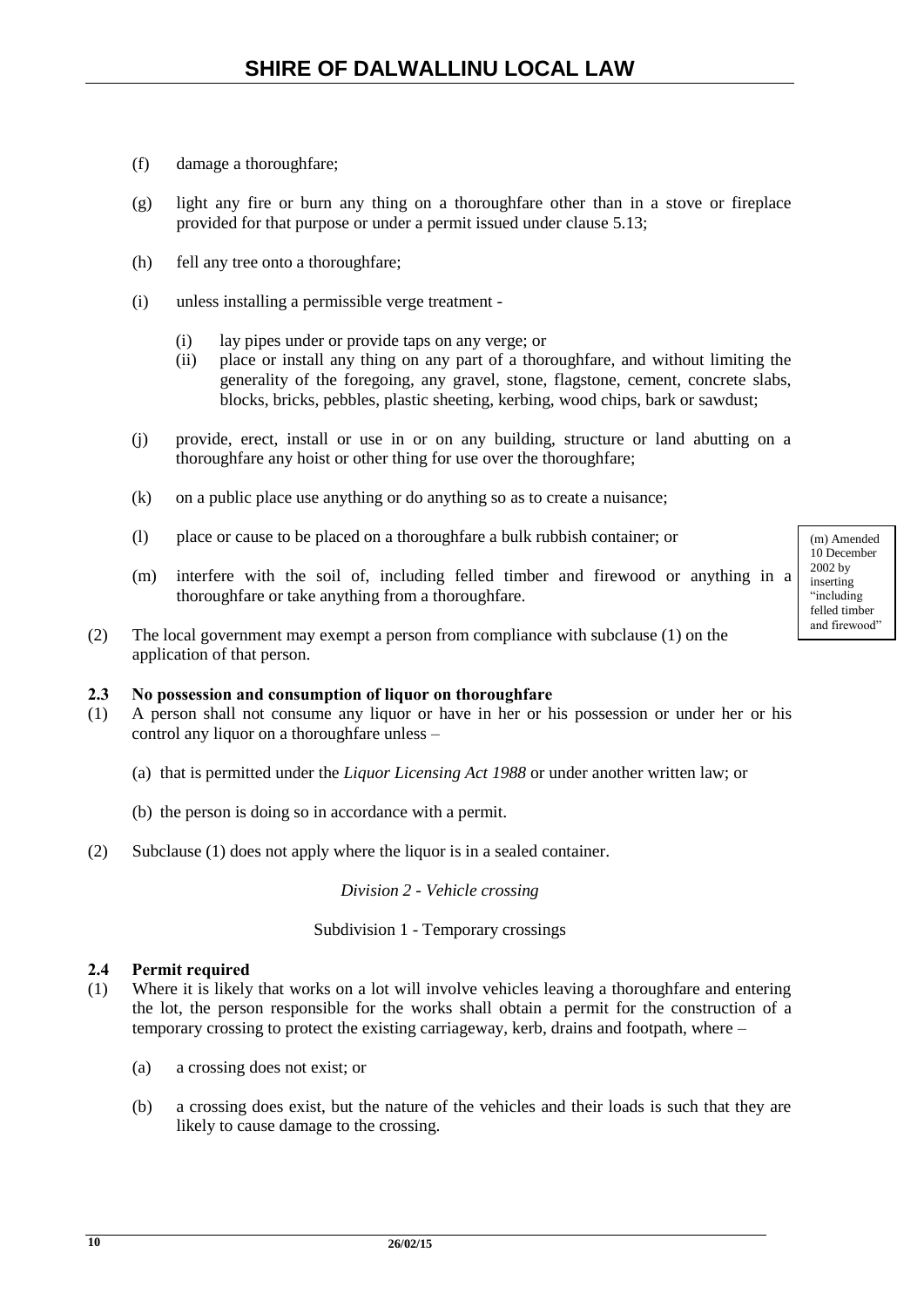(f) damage a thoroughfare;

(g) light any fire or burn any thing on a thoroughfare other than in a stove or fireplace provided for that purpose or under a permit issued under clause 5.13;

(h) fell any tree onto a thoroughfare;

(i) unless installing a permissible verge treatment -

  (i) lay pipes under or provide taps on any verge; or
  (ii) place or install any thing on any part of a thoroughfare, and without limiting the generality of the foregoing, any gravel, stone, flagstone, cement, concrete slabs, blocks, bricks, pebbles, plastic sheeting, kerbing, wood chips, bark or sawdust;

(j) provide, erect, install or use in or on any building, structure or land abutting on a thoroughfare any hoist or other thing for use over the thoroughfare;

(k) on a public place use anything or do anything so as to create a nuisance;

(l) place or cause to be placed on a thoroughfare a bulk rubbish container; or

(m) interfere with the soil of, including felled timber and firewood or anything in a thoroughfare or take anything from a thoroughfare.

(m) Amended 10 December 2002 by inserting "including felled timber and firewood"

(2) The local government may exempt a person from compliance with subclause (1) on the application of that person.

**2.3 No possession and consumption of liquor on thoroughfare**

(1) A person shall not consume any liquor or have in her or his possession or under her or his control any liquor on a thoroughfare unless –

  (a) that is permitted under the *Liquor Licensing Act 1988* or under another written law; or

  (b) the person is doing so in accordance with a permit.

(2) Subclause (1) does not apply where the liquor is in a sealed container.

*Division 2 - Vehicle crossing*

Subdivision 1 - Temporary crossings

**2.4 Permit required**

(1) Where it is likely that works on a lot will involve vehicles leaving a thoroughfare and entering the lot, the person responsible for the works shall obtain a permit for the construction of a temporary crossing to protect the existing carriageway, kerb, drains and footpath, where –

  (a) a crossing does not exist; or

  (b) a crossing does exist, but the nature of the vehicles and their loads is such that they are likely to cause damage to the crossing.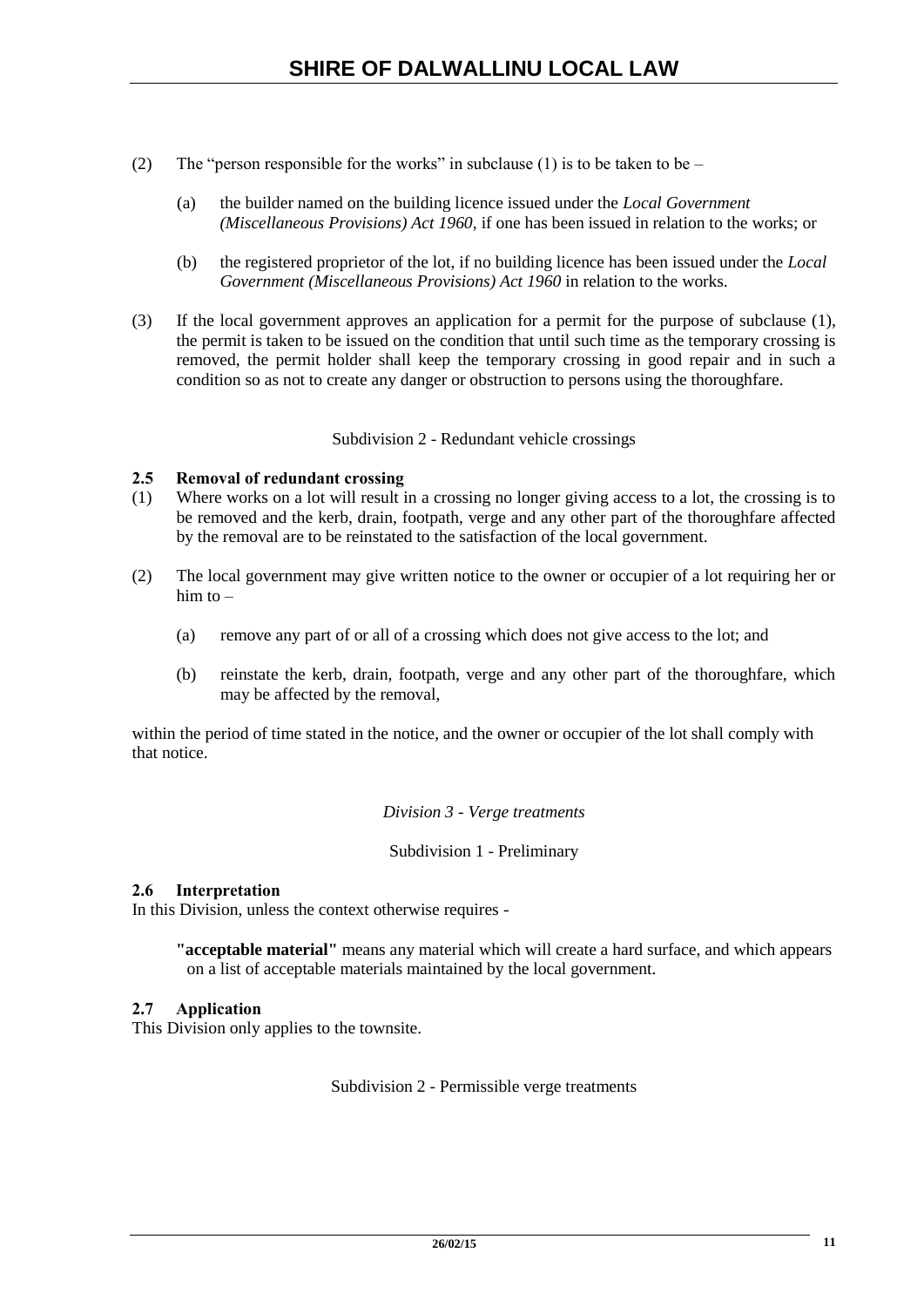(2) The "person responsible for the works" in subclause (1) is to be taken to be –

  (a) the builder named on the building licence issued under the *Local Government (Miscellaneous Provisions) Act 1960*, if one has been issued in relation to the works; or

  (b) the registered proprietor of the lot, if no building licence has been issued under the *Local Government (Miscellaneous Provisions) Act 1960* in relation to the works.

(3) If the local government approves an application for a permit for the purpose of subclause (1), the permit is taken to be issued on the condition that until such time as the temporary crossing is removed, the permit holder shall keep the temporary crossing in good repair and in such a condition so as not to create any danger or obstruction to persons using the thoroughfare.

Subdivision 2 - Redundant vehicle crossings

**2.5 Removal of redundant crossing**

(1) Where works on a lot will result in a crossing no longer giving access to a lot, the crossing is to be removed and the kerb, drain, footpath, verge and any other part of the thoroughfare affected by the removal are to be reinstated to the satisfaction of the local government.

(2) The local government may give written notice to the owner or occupier of a lot requiring her or him to –

  (a) remove any part of or all of a crossing which does not give access to the lot; and

  (b) reinstate the kerb, drain, footpath, verge and any other part of the thoroughfare, which may be affected by the removal,

within the period of time stated in the notice, and the owner or occupier of the lot shall comply with that notice.

*Division 3 - Verge treatments*

Subdivision 1 - Preliminary

**2.6 Interpretation**

In this Division, unless the context otherwise requires -

**"acceptable material"** means any material which will create a hard surface, and which appears on a list of acceptable materials maintained by the local government.

**2.7 Application**

This Division only applies to the townsite.

Subdivision 2 - Permissible verge treatments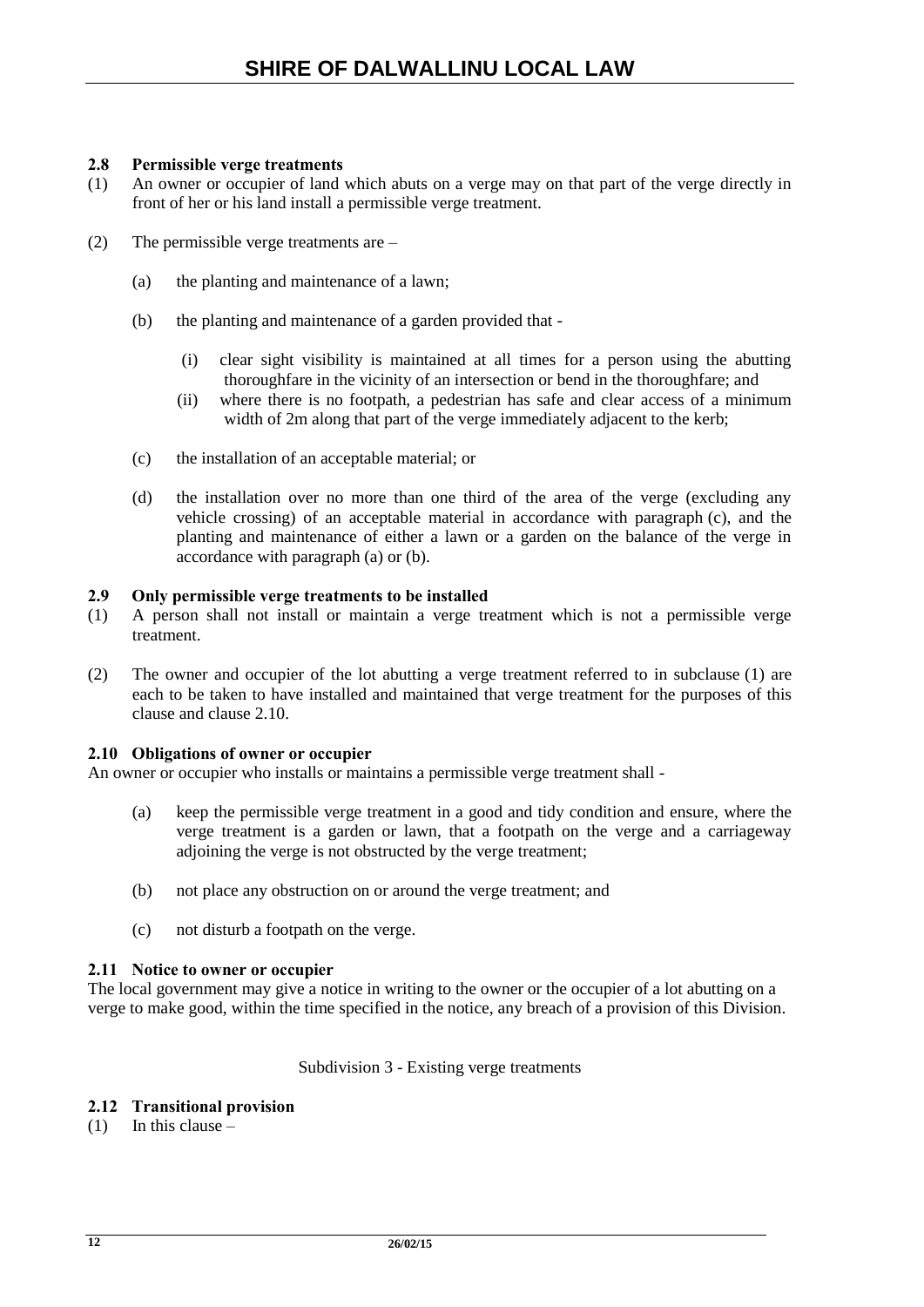### 2.8 Permissible verge treatments

(1) An owner or occupier of land which abuts on a verge may on that part of the verge directly in front of her or his land install a permissible verge treatment.

(2) The permissible verge treatments are –

(a) the planting and maintenance of a lawn;

(b) the planting and maintenance of a garden provided that -

(i) clear sight visibility is maintained at all times for a person using the abutting thoroughfare in the vicinity of an intersection or bend in the thoroughfare; and

(ii) where there is no footpath, a pedestrian has safe and clear access of a minimum width of 2m along that part of the verge immediately adjacent to the kerb;

(c) the installation of an acceptable material; or

(d) the installation over no more than one third of the area of the verge (excluding any vehicle crossing) of an acceptable material in accordance with paragraph (c), and the planting and maintenance of either a lawn or a garden on the balance of the verge in accordance with paragraph (a) or (b).

### 2.9 Only permissible verge treatments to be installed

(1) A person shall not install or maintain a verge treatment which is not a permissible verge treatment.

(2) The owner and occupier of the lot abutting a verge treatment referred to in subclause (1) are each to be taken to have installed and maintained that verge treatment for the purposes of this clause and clause 2.10.

### 2.10 Obligations of owner or occupier

An owner or occupier who installs or maintains a permissible verge treatment shall -

(a) keep the permissible verge treatment in a good and tidy condition and ensure, where the verge treatment is a garden or lawn, that a footpath on the verge and a carriageway adjoining the verge is not obstructed by the verge treatment;

(b) not place any obstruction on or around the verge treatment; and

(c) not disturb a footpath on the verge.

### 2.11 Notice to owner or occupier

The local government may give a notice in writing to the owner or the occupier of a lot abutting on a verge to make good, within the time specified in the notice, any breach of a provision of this Division.

Subdivision 3 - Existing verge treatments

### 2.12 Transitional provision

(1) In this clause –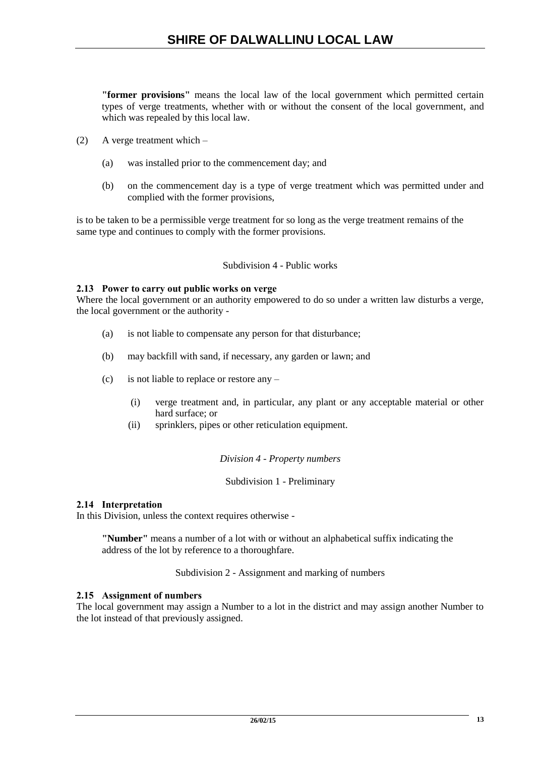**"former provisions"** means the local law of the local government which permitted certain types of verge treatments, whether with or without the consent of the local government, and which was repealed by this local law.

(2) A verge treatment which –

(a) was installed prior to the commencement day; and

(b) on the commencement day is a type of verge treatment which was permitted under and complied with the former provisions,

is to be taken to be a permissible verge treatment for so long as the verge treatment remains of the same type and continues to comply with the former provisions.

Subdivision 4 - Public works

**2.13 Power to carry out public works on verge**

Where the local government or an authority empowered to do so under a written law disturbs a verge, the local government or the authority -

(a) is not liable to compensate any person for that disturbance;

(b) may backfill with sand, if necessary, any garden or lawn; and

(c) is not liable to replace or restore any –

(i) verge treatment and, in particular, any plant or any acceptable material or other hard surface; or

(ii) sprinklers, pipes or other reticulation equipment.

*Division 4 - Property numbers*

Subdivision 1 - Preliminary

**2.14 Interpretation**

In this Division, unless the context requires otherwise -

**"Number"** means a number of a lot with or without an alphabetical suffix indicating the address of the lot by reference to a thoroughfare.

Subdivision 2 - Assignment and marking of numbers

**2.15 Assignment of numbers**

The local government may assign a Number to a lot in the district and may assign another Number to the lot instead of that previously assigned.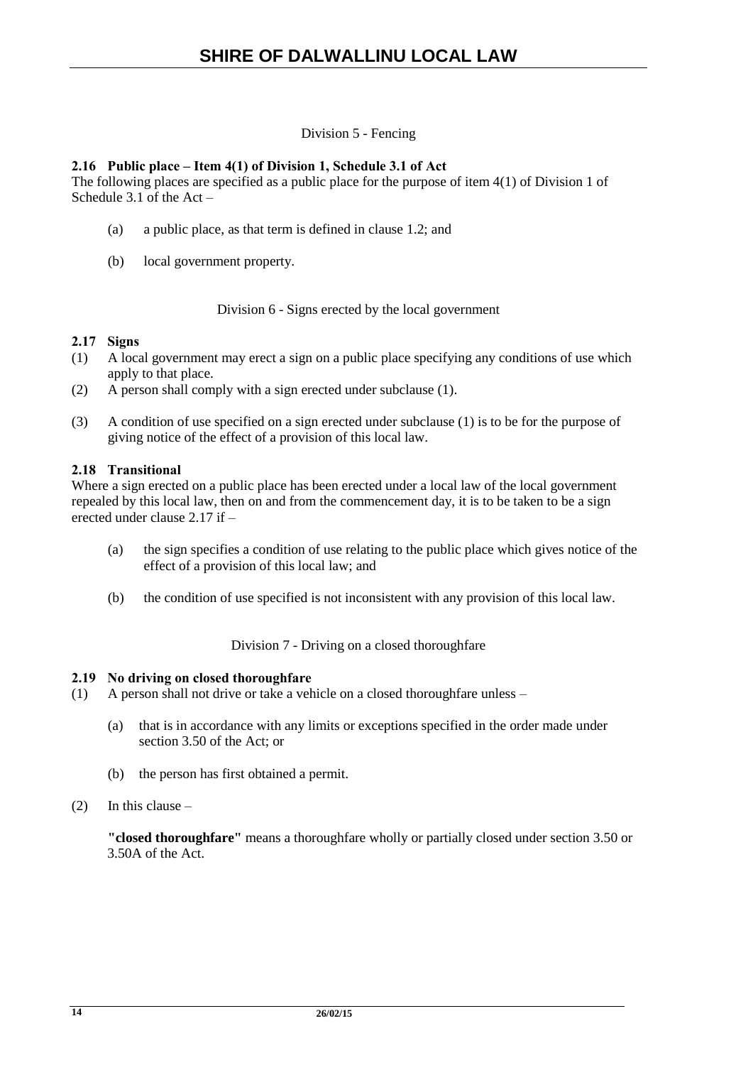Division 5 - Fencing

**2.16 Public place – Item 4(1) of Division 1, Schedule 3.1 of Act**

The following places are specified as a public place for the purpose of item 4(1) of Division 1 of Schedule 3.1 of the Act –

(a) a public place, as that term is defined in clause 1.2; and

(b) local government property.

Division 6 - Signs erected by the local government

**2.17 Signs**

(1) A local government may erect a sign on a public place specifying any conditions of use which apply to that place.

(2) A person shall comply with a sign erected under subclause (1).

(3) A condition of use specified on a sign erected under subclause (1) is to be for the purpose of giving notice of the effect of a provision of this local law.

**2.18 Transitional**

Where a sign erected on a public place has been erected under a local law of the local government repealed by this local law, then on and from the commencement day, it is to be taken to be a sign erected under clause 2.17 if –

(a) the sign specifies a condition of use relating to the public place which gives notice of the effect of a provision of this local law; and

(b) the condition of use specified is not inconsistent with any provision of this local law.

Division 7 - Driving on a closed thoroughfare

**2.19 No driving on closed thoroughfare**

(1) A person shall not drive or take a vehicle on a closed thoroughfare unless –

(a) that is in accordance with any limits or exceptions specified in the order made under section 3.50 of the Act; or

(b) the person has first obtained a permit.

(2) In this clause –

**"closed thoroughfare"** means a thoroughfare wholly or partially closed under section 3.50 or 3.50A of the Act.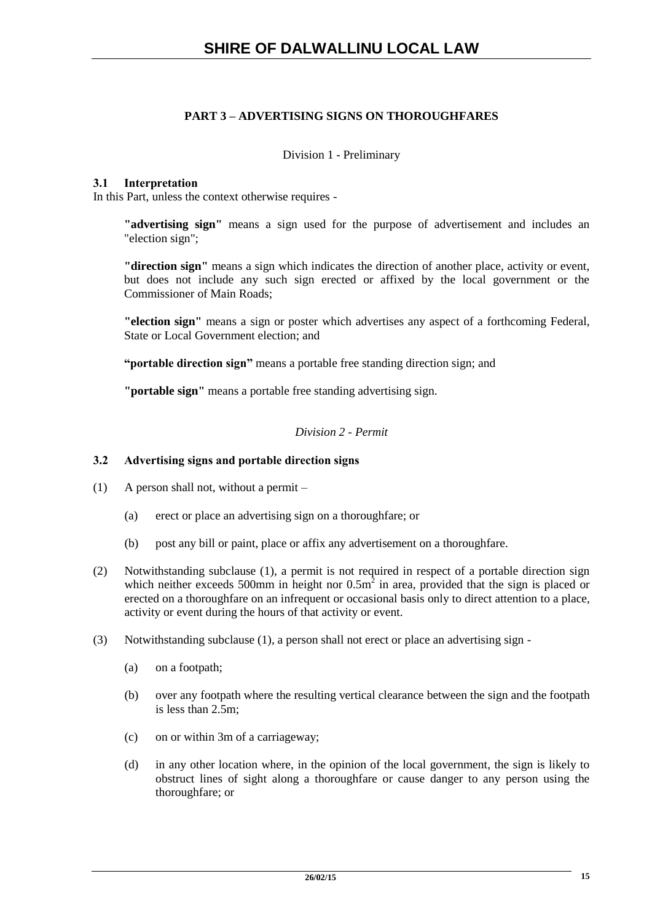## PART 3 – ADVERTISING SIGNS ON THOROUGHFARES

Division 1 - Preliminary

### 3.1 Interpretation

In this Part, unless the context otherwise requires -

**"advertising sign"** means a sign used for the purpose of advertisement and includes an "election sign";

**"direction sign"** means a sign which indicates the direction of another place, activity or event, but does not include any such sign erected or affixed by the local government or the Commissioner of Main Roads;

**"election sign"** means a sign or poster which advertises any aspect of a forthcoming Federal, State or Local Government election; and

**"portable direction sign"** means a portable free standing direction sign; and

**"portable sign"** means a portable free standing advertising sign.

*Division 2 - Permit*

### 3.2 Advertising signs and portable direction signs

(1) A person shall not, without a permit –

(a) erect or place an advertising sign on a thoroughfare; or

(b) post any bill or paint, place or affix any advertisement on a thoroughfare.

(2) Notwithstanding subclause (1), a permit is not required in respect of a portable direction sign which neither exceeds 500mm in height nor $0.5m^2$ in area, provided that the sign is placed or erected on a thoroughfare on an infrequent or occasional basis only to direct attention to a place, activity or event during the hours of that activity or event.

(3) Notwithstanding subclause (1), a person shall not erect or place an advertising sign -

(a) on a footpath;

(b) over any footpath where the resulting vertical clearance between the sign and the footpath is less than 2.5m;

(c) on or within 3m of a carriageway;

(d) in any other location where, in the opinion of the local government, the sign is likely to obstruct lines of sight along a thoroughfare or cause danger to any person using the thoroughfare; or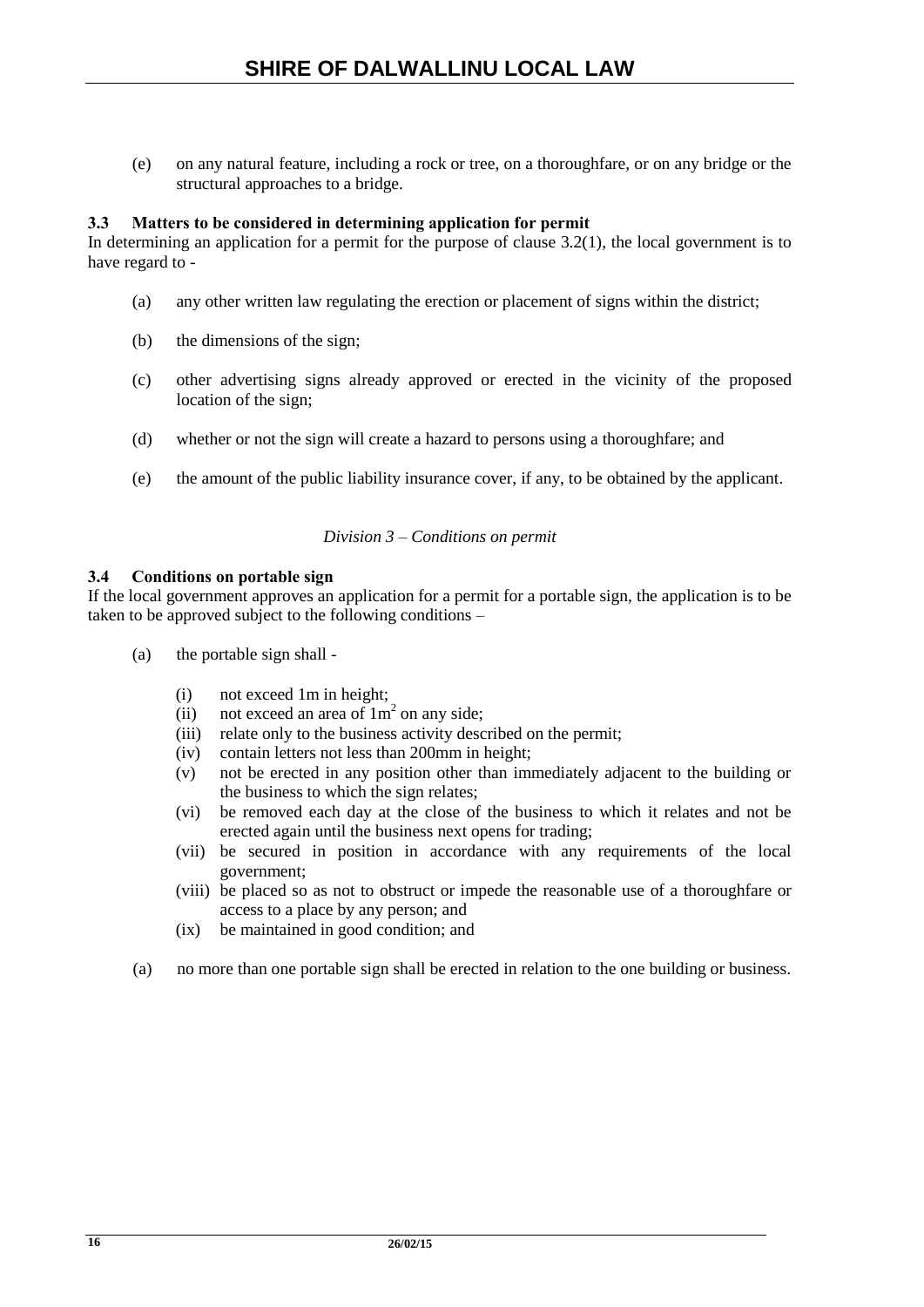(e) on any natural feature, including a rock or tree, on a thoroughfare, or on any bridge or the structural approaches to a bridge.

**3.3 Matters to be considered in determining application for permit**

In determining an application for a permit for the purpose of clause 3.2(1), the local government is to have regard to -

(a) any other written law regulating the erection or placement of signs within the district;

(b) the dimensions of the sign;

(c) other advertising signs already approved or erected in the vicinity of the proposed location of the sign;

(d) whether or not the sign will create a hazard to persons using a thoroughfare; and

(e) the amount of the public liability insurance cover, if any, to be obtained by the applicant.

*Division 3 – Conditions on permit*

**3.4 Conditions on portable sign**

If the local government approves an application for a permit for a portable sign, the application is to be taken to be approved subject to the following conditions –

(a) the portable sign shall -

(i) not exceed 1m in height;
(ii) not exceed an area of $1m^2$ on any side;
(iii) relate only to the business activity described on the permit;
(iv) contain letters not less than 200mm in height;
(v) not be erected in any position other than immediately adjacent to the building or the business to which the sign relates;
(vi) be removed each day at the close of the business to which it relates and not be erected again until the business next opens for trading;
(vii) be secured in position in accordance with any requirements of the local government;
(viii) be placed so as not to obstruct or impede the reasonable use of a thoroughfare or access to a place by any person; and
(ix) be maintained in good condition; and

(a) no more than one portable sign shall be erected in relation to the one building or business.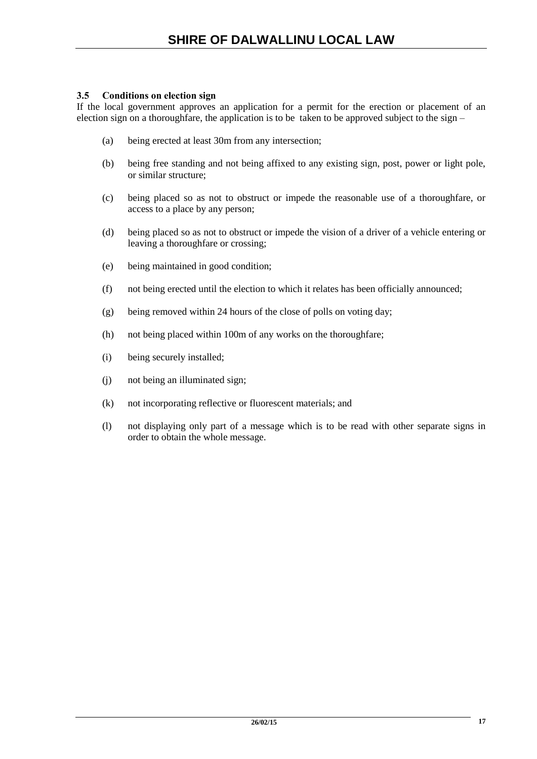### 3.5 Conditions on election sign

If the local government approves an application for a permit for the erection or placement of an election sign on a thoroughfare, the application is to be taken to be approved subject to the sign –

(a) being erected at least 30m from any intersection;

(b) being free standing and not being affixed to any existing sign, post, power or light pole, or similar structure;

(c) being placed so as not to obstruct or impede the reasonable use of a thoroughfare, or access to a place by any person;

(d) being placed so as not to obstruct or impede the vision of a driver of a vehicle entering or leaving a thoroughfare or crossing;

(e) being maintained in good condition;

(f) not being erected until the election to which it relates has been officially announced;

(g) being removed within 24 hours of the close of polls on voting day;

(h) not being placed within 100m of any works on the thoroughfare;

(i) being securely installed;

(j) not being an illuminated sign;

(k) not incorporating reflective or fluorescent materials; and

(l) not displaying only part of a message which is to be read with other separate signs in order to obtain the whole message.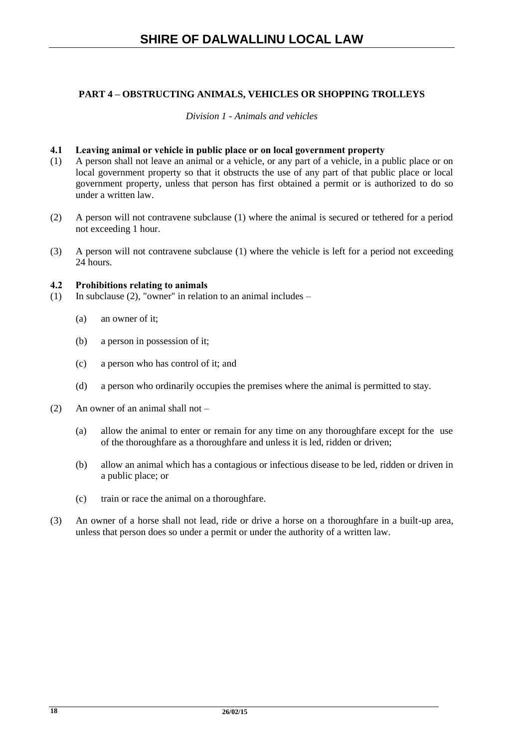## PART 4 – OBSTRUCTING ANIMALS, VEHICLES OR SHOPPING TROLLEYS

*Division 1 - Animals and vehicles*

### 4.1 Leaving animal or vehicle in public place or on local government property

(1) A person shall not leave an animal or a vehicle, or any part of a vehicle, in a public place or on local government property so that it obstructs the use of any part of that public place or local government property, unless that person has first obtained a permit or is authorized to do so under a written law.

(2) A person will not contravene subclause (1) where the animal is secured or tethered for a period not exceeding 1 hour.

(3) A person will not contravene subclause (1) where the vehicle is left for a period not exceeding 24 hours.

### 4.2 Prohibitions relating to animals

(1) In subclause (2), "owner" in relation to an animal includes –

(a) an owner of it;

(b) a person in possession of it;

(c) a person who has control of it; and

(d) a person who ordinarily occupies the premises where the animal is permitted to stay.

(2) An owner of an animal shall not –

(a) allow the animal to enter or remain for any time on any thoroughfare except for the use of the thoroughfare as a thoroughfare and unless it is led, ridden or driven;

(b) allow an animal which has a contagious or infectious disease to be led, ridden or driven in a public place; or

(c) train or race the animal on a thoroughfare.

(3) An owner of a horse shall not lead, ride or drive a horse on a thoroughfare in a built-up area, unless that person does so under a permit or under the authority of a written law.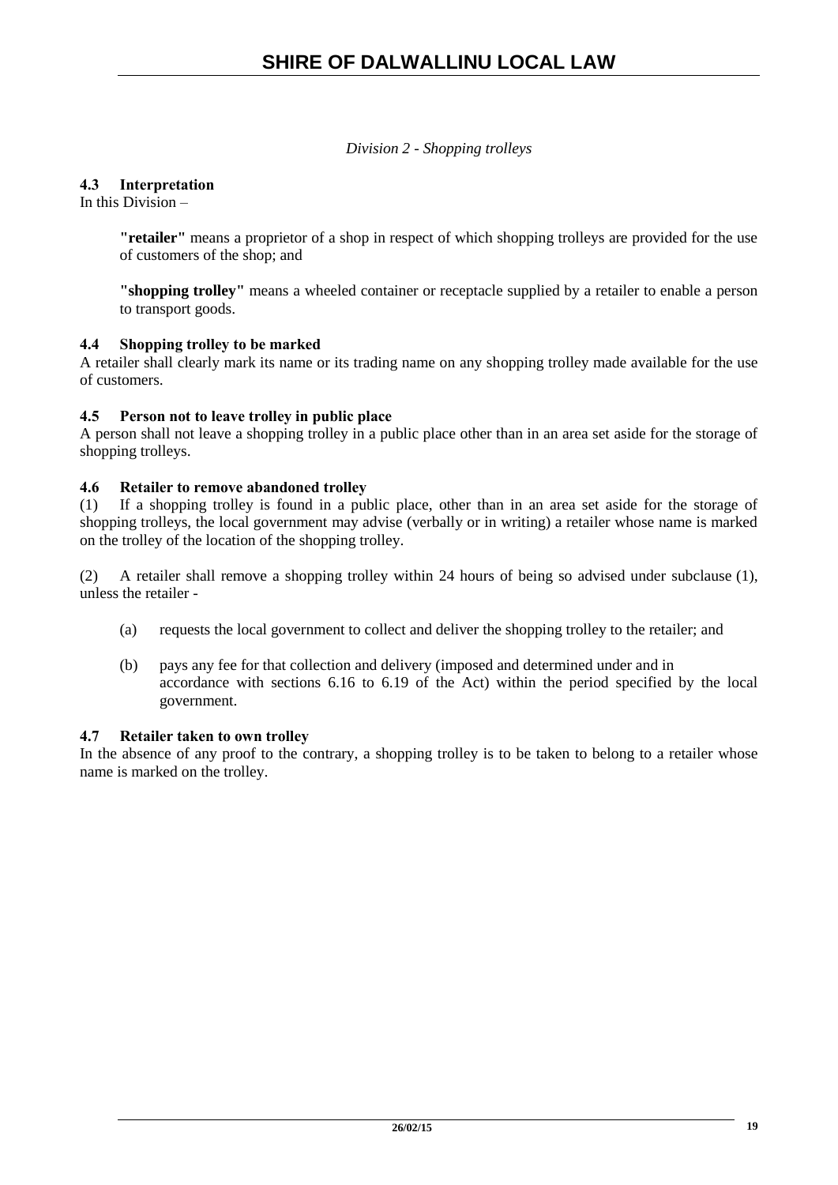*Division 2 - Shopping trolleys*

**4.3 Interpretation**

In this Division –

> **"retailer"** means a proprietor of a shop in respect of which shopping trolleys are provided for the use of customers of the shop; and
>
> **"shopping trolley"** means a wheeled container or receptacle supplied by a retailer to enable a person to transport goods.

**4.4 Shopping trolley to be marked**

A retailer shall clearly mark its name or its trading name on any shopping trolley made available for the use of customers.

**4.5 Person not to leave trolley in public place**

A person shall not leave a shopping trolley in a public place other than in an area set aside for the storage of shopping trolleys.

**4.6 Retailer to remove abandoned trolley**

(1) If a shopping trolley is found in a public place, other than in an area set aside for the storage of shopping trolleys, the local government may advise (verbally or in writing) a retailer whose name is marked on the trolley of the location of the shopping trolley.

(2) A retailer shall remove a shopping trolley within 24 hours of being so advised under subclause (1), unless the retailer -

(a) requests the local government to collect and deliver the shopping trolley to the retailer; and

(b) pays any fee for that collection and delivery (imposed and determined under and in accordance with sections 6.16 to 6.19 of the Act) within the period specified by the local government.

**4.7 Retailer taken to own trolley**

In the absence of any proof to the contrary, a shopping trolley is to be taken to belong to a retailer whose name is marked on the trolley.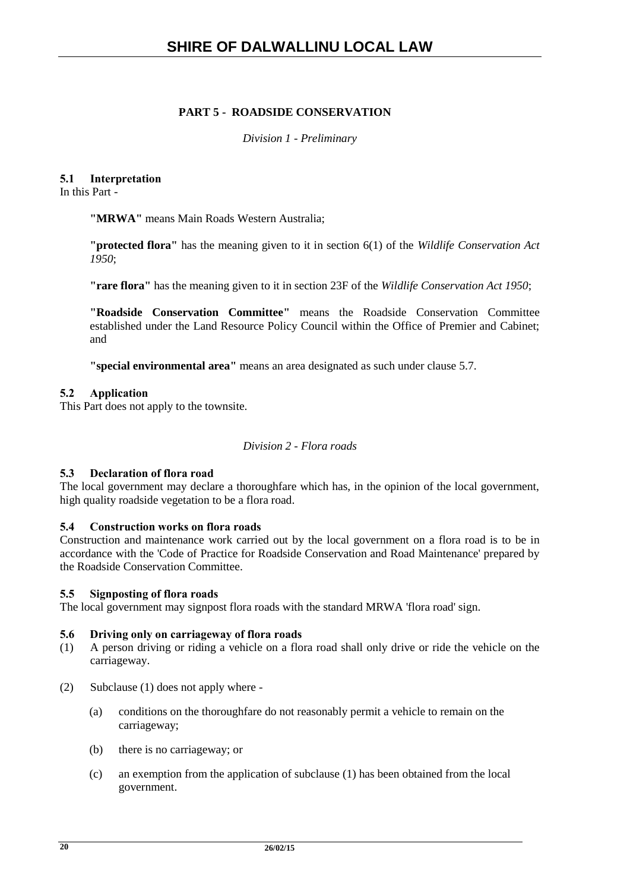## PART 5 - ROADSIDE CONSERVATION

*Division 1 - Preliminary*

### 5.1 Interpretation

In this Part -

**"MRWA"** means Main Roads Western Australia;

**"protected flora"** has the meaning given to it in section 6(1) of the *Wildlife Conservation Act 1950*;

**"rare flora"** has the meaning given to it in section 23F of the *Wildlife Conservation Act 1950*;

**"Roadside Conservation Committee"** means the Roadside Conservation Committee established under the Land Resource Policy Council within the Office of Premier and Cabinet; and

**"special environmental area"** means an area designated as such under clause 5.7.

### 5.2 Application

This Part does not apply to the townsite.

*Division 2 - Flora roads*

### 5.3 Declaration of flora road

The local government may declare a thoroughfare which has, in the opinion of the local government, high quality roadside vegetation to be a flora road.

### 5.4 Construction works on flora roads

Construction and maintenance work carried out by the local government on a flora road is to be in accordance with the 'Code of Practice for Roadside Conservation and Road Maintenance' prepared by the Roadside Conservation Committee.

### 5.5 Signposting of flora roads

The local government may signpost flora roads with the standard MRWA 'flora road' sign.

### 5.6 Driving only on carriageway of flora roads

(1) A person driving or riding a vehicle on a flora road shall only drive or ride the vehicle on the carriageway.

(2) Subclause (1) does not apply where -

(a) conditions on the thoroughfare do not reasonably permit a vehicle to remain on the carriageway;

(b) there is no carriageway; or

(c) an exemption from the application of subclause (1) has been obtained from the local government.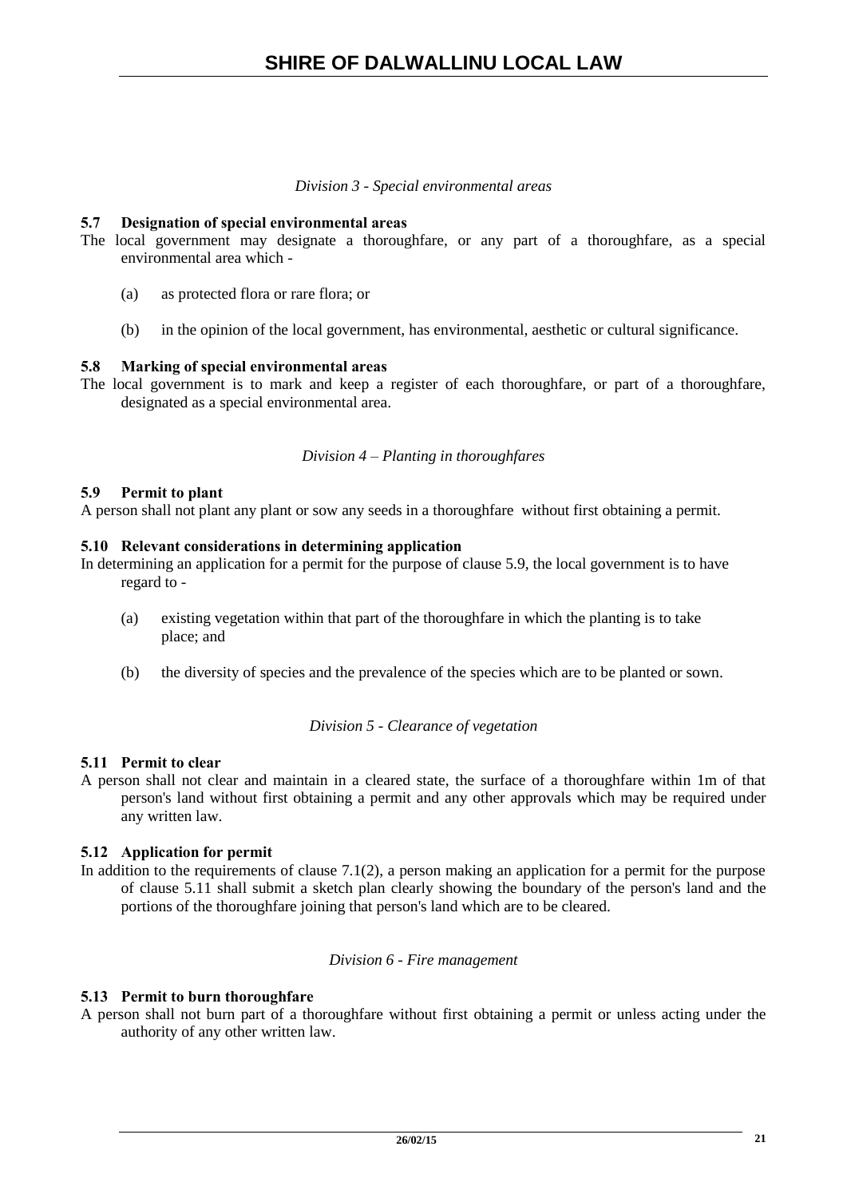*Division 3 - Special environmental areas*

**5.7 Designation of special environmental areas**

The local government may designate a thoroughfare, or any part of a thoroughfare, as a special environmental area which -

(a) as protected flora or rare flora; or

(b) in the opinion of the local government, has environmental, aesthetic or cultural significance.

**5.8 Marking of special environmental areas**

The local government is to mark and keep a register of each thoroughfare, or part of a thoroughfare, designated as a special environmental area.

*Division 4 – Planting in thoroughfares*

**5.9 Permit to plant**

A person shall not plant any plant or sow any seeds in a thoroughfare without first obtaining a permit.

**5.10 Relevant considerations in determining application**

In determining an application for a permit for the purpose of clause 5.9, the local government is to have regard to -

(a) existing vegetation within that part of the thoroughfare in which the planting is to take place; and

(b) the diversity of species and the prevalence of the species which are to be planted or sown.

*Division 5 - Clearance of vegetation*

**5.11 Permit to clear**

A person shall not clear and maintain in a cleared state, the surface of a thoroughfare within 1m of that person's land without first obtaining a permit and any other approvals which may be required under any written law.

**5.12 Application for permit**

In addition to the requirements of clause 7.1(2), a person making an application for a permit for the purpose of clause 5.11 shall submit a sketch plan clearly showing the boundary of the person's land and the portions of the thoroughfare joining that person's land which are to be cleared.

*Division 6 - Fire management*

**5.13 Permit to burn thoroughfare**

A person shall not burn part of a thoroughfare without first obtaining a permit or unless acting under the authority of any other written law.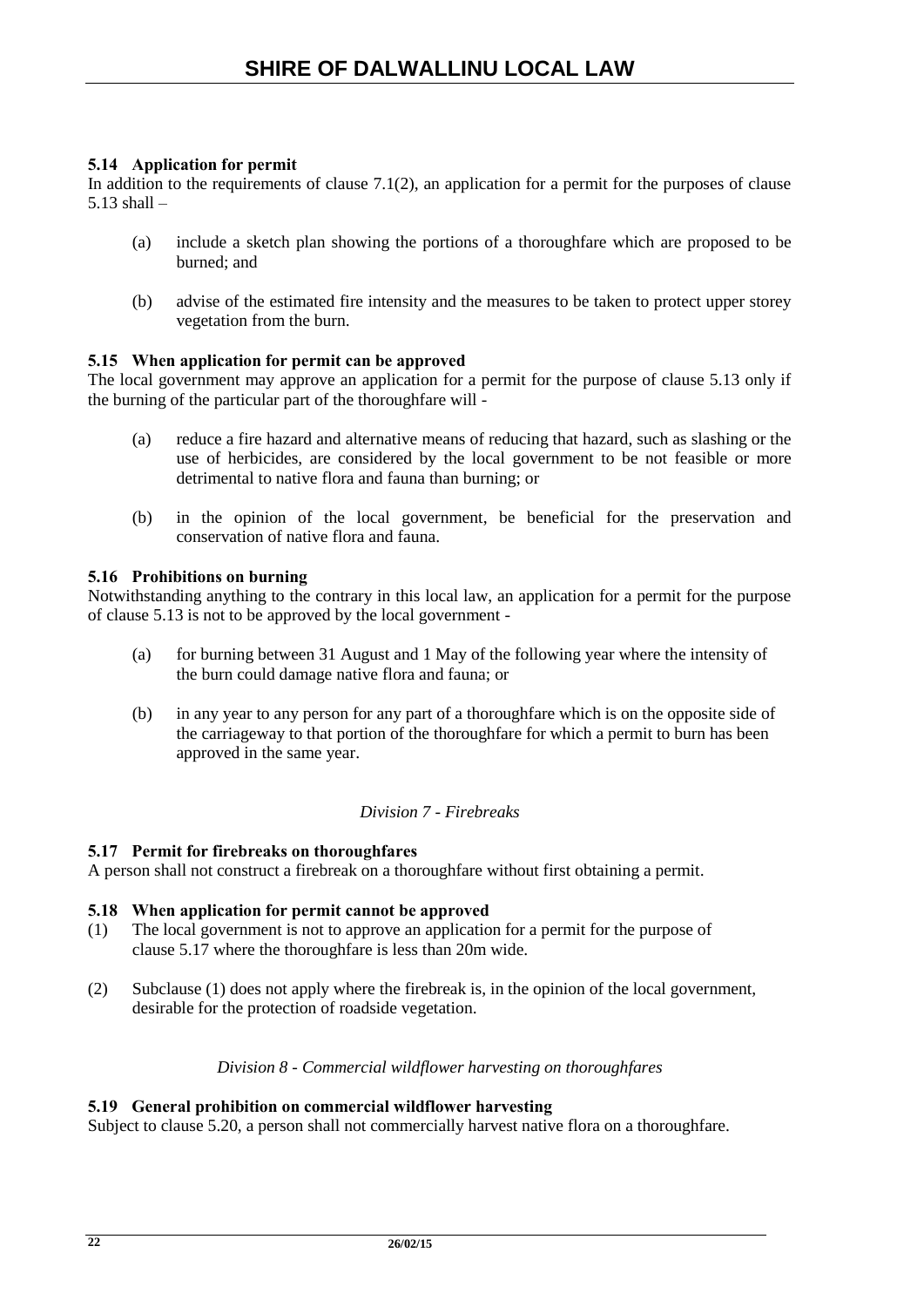### 5.14 Application for permit

In addition to the requirements of clause 7.1(2), an application for a permit for the purposes of clause 5.13 shall –

(a) include a sketch plan showing the portions of a thoroughfare which are proposed to be burned; and

(b) advise of the estimated fire intensity and the measures to be taken to protect upper storey vegetation from the burn.

### 5.15 When application for permit can be approved

The local government may approve an application for a permit for the purpose of clause 5.13 only if the burning of the particular part of the thoroughfare will -

(a) reduce a fire hazard and alternative means of reducing that hazard, such as slashing or the use of herbicides, are considered by the local government to be not feasible or more detrimental to native flora and fauna than burning; or

(b) in the opinion of the local government, be beneficial for the preservation and conservation of native flora and fauna.

### 5.16 Prohibitions on burning

Notwithstanding anything to the contrary in this local law, an application for a permit for the purpose of clause 5.13 is not to be approved by the local government -

(a) for burning between 31 August and 1 May of the following year where the intensity of the burn could damage native flora and fauna; or

(b) in any year to any person for any part of a thoroughfare which is on the opposite side of the carriageway to that portion of the thoroughfare for which a permit to burn has been approved in the same year.

*Division 7 - Firebreaks*

### 5.17 Permit for firebreaks on thoroughfares

A person shall not construct a firebreak on a thoroughfare without first obtaining a permit.

### 5.18 When application for permit cannot be approved

(1) The local government is not to approve an application for a permit for the purpose of clause 5.17 where the thoroughfare is less than 20m wide.

(2) Subclause (1) does not apply where the firebreak is, in the opinion of the local government, desirable for the protection of roadside vegetation.

*Division 8 - Commercial wildflower harvesting on thoroughfares*

### 5.19 General prohibition on commercial wildflower harvesting

Subject to clause 5.20, a person shall not commercially harvest native flora on a thoroughfare.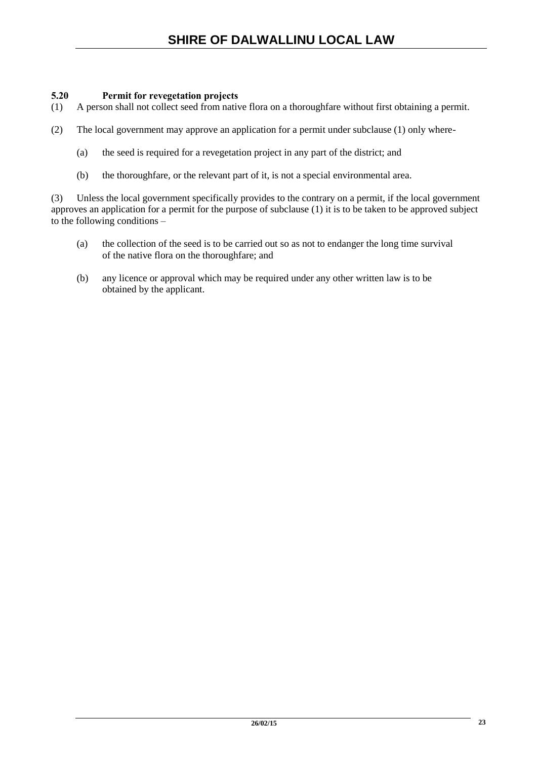### 5.20 Permit for revegetation projects

(1) A person shall not collect seed from native flora on a thoroughfare without first obtaining a permit.

(2) The local government may approve an application for a permit under subclause (1) only where-

(a) the seed is required for a revegetation project in any part of the district; and

(b) the thoroughfare, or the relevant part of it, is not a special environmental area.

(3) Unless the local government specifically provides to the contrary on a permit, if the local government approves an application for a permit for the purpose of subclause (1) it is to be taken to be approved subject to the following conditions –

(a) the collection of the seed is to be carried out so as not to endanger the long time survival of the native flora on the thoroughfare; and

(b) any licence or approval which may be required under any other written law is to be obtained by the applicant.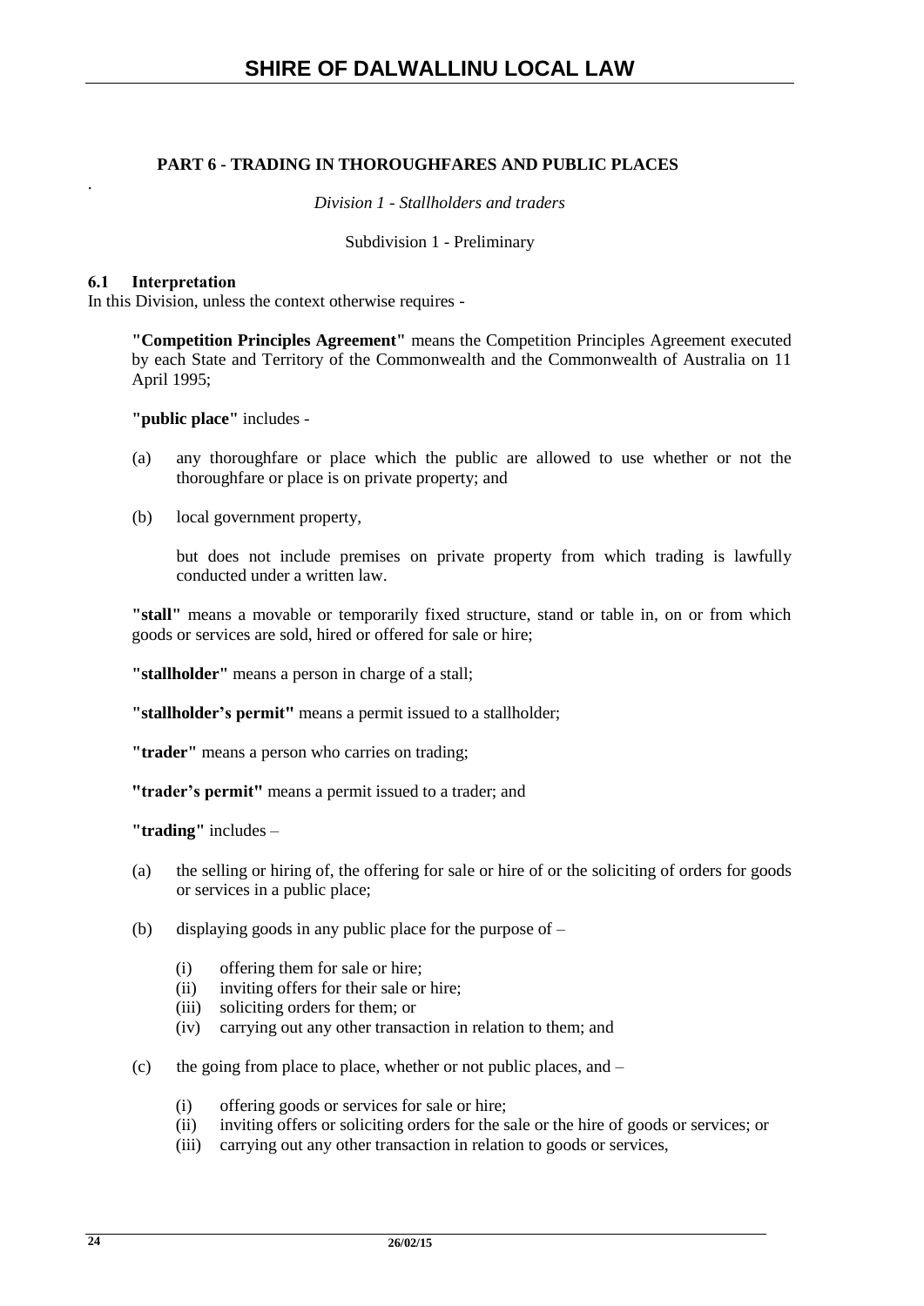## PART 6 - TRADING IN THOROUGHFARES AND PUBLIC PLACES

*Division 1 - Stallholders and traders*

Subdivision 1 - Preliminary

### 6.1 Interpretation

In this Division, unless the context otherwise requires -

**"Competition Principles Agreement"** means the Competition Principles Agreement executed by each State and Territory of the Commonwealth and the Commonwealth of Australia on 11 April 1995;

**"public place"** includes -

(a) any thoroughfare or place which the public are allowed to use whether or not the thoroughfare or place is on private property; and

(b) local government property,

but does not include premises on private property from which trading is lawfully conducted under a written law.

**"stall"** means a movable or temporarily fixed structure, stand or table in, on or from which goods or services are sold, hired or offered for sale or hire;

**"stallholder"** means a person in charge of a stall;

**"stallholder's permit"** means a permit issued to a stallholder;

**"trader"** means a person who carries on trading;

**"trader's permit"** means a permit issued to a trader; and

**"trading"** includes –

(a) the selling or hiring of, the offering for sale or hire of or the soliciting of orders for goods or services in a public place;

(b) displaying goods in any public place for the purpose of –

- (i) offering them for sale or hire;
- (ii) inviting offers for their sale or hire;
- (iii) soliciting orders for them; or
- (iv) carrying out any other transaction in relation to them; and

(c) the going from place to place, whether or not public places, and –

- (i) offering goods or services for sale or hire;
- (ii) inviting offers or soliciting orders for the sale or the hire of goods or services; or
- (iii) carrying out any other transaction in relation to goods or services,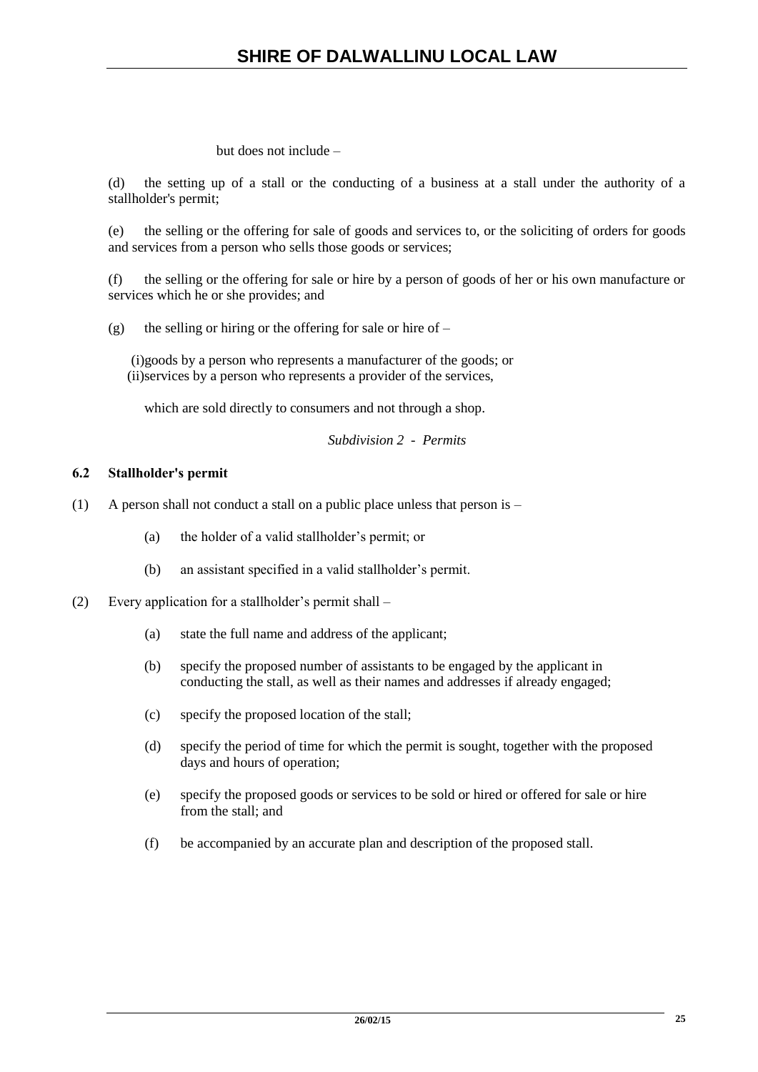but does not include –

(d) the setting up of a stall or the conducting of a business at a stall under the authority of a stallholder's permit;

(e) the selling or the offering for sale of goods and services to, or the soliciting of orders for goods and services from a person who sells those goods or services;

(f) the selling or the offering for sale or hire by a person of goods of her or his own manufacture or services which he or she provides; and

(g) the selling or hiring or the offering for sale or hire of –

(i) goods by a person who represents a manufacturer of the goods; or
(ii) services by a person who represents a provider of the services,

which are sold directly to consumers and not through a shop.

*Subdivision 2 - Permits*

**6.2 Stallholder's permit**

(1) A person shall not conduct a stall on a public place unless that person is –

(a) the holder of a valid stallholder's permit; or

(b) an assistant specified in a valid stallholder's permit.

(2) Every application for a stallholder's permit shall –

(a) state the full name and address of the applicant;

(b) specify the proposed number of assistants to be engaged by the applicant in conducting the stall, as well as their names and addresses if already engaged;

(c) specify the proposed location of the stall;

(d) specify the period of time for which the permit is sought, together with the proposed days and hours of operation;

(e) specify the proposed goods or services to be sold or hired or offered for sale or hire from the stall; and

(f) be accompanied by an accurate plan and description of the proposed stall.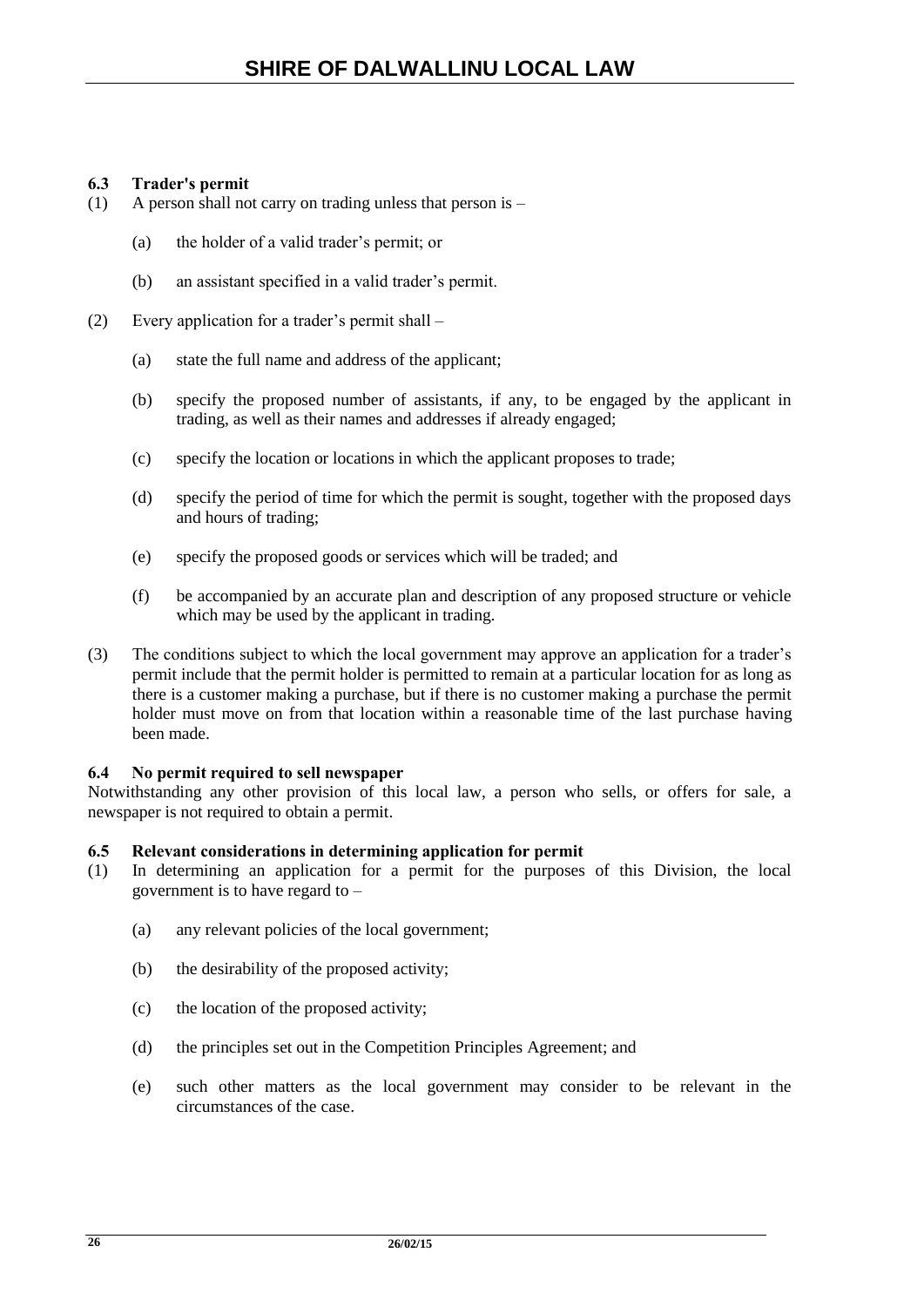### 6.3 Trader's permit

(1) A person shall not carry on trading unless that person is –

(a) the holder of a valid trader's permit; or

(b) an assistant specified in a valid trader's permit.

(2) Every application for a trader's permit shall –

(a) state the full name and address of the applicant;

(b) specify the proposed number of assistants, if any, to be engaged by the applicant in trading, as well as their names and addresses if already engaged;

(c) specify the location or locations in which the applicant proposes to trade;

(d) specify the period of time for which the permit is sought, together with the proposed days and hours of trading;

(e) specify the proposed goods or services which will be traded; and

(f) be accompanied by an accurate plan and description of any proposed structure or vehicle which may be used by the applicant in trading.

(3) The conditions subject to which the local government may approve an application for a trader's permit include that the permit holder is permitted to remain at a particular location for as long as there is a customer making a purchase, but if there is no customer making a purchase the permit holder must move on from that location within a reasonable time of the last purchase having been made.

### 6.4 No permit required to sell newspaper

Notwithstanding any other provision of this local law, a person who sells, or offers for sale, a newspaper is not required to obtain a permit.

### 6.5 Relevant considerations in determining application for permit

(1) In determining an application for a permit for the purposes of this Division, the local government is to have regard to –

(a) any relevant policies of the local government;

(b) the desirability of the proposed activity;

(c) the location of the proposed activity;

(d) the principles set out in the Competition Principles Agreement; and

(e) such other matters as the local government may consider to be relevant in the circumstances of the case.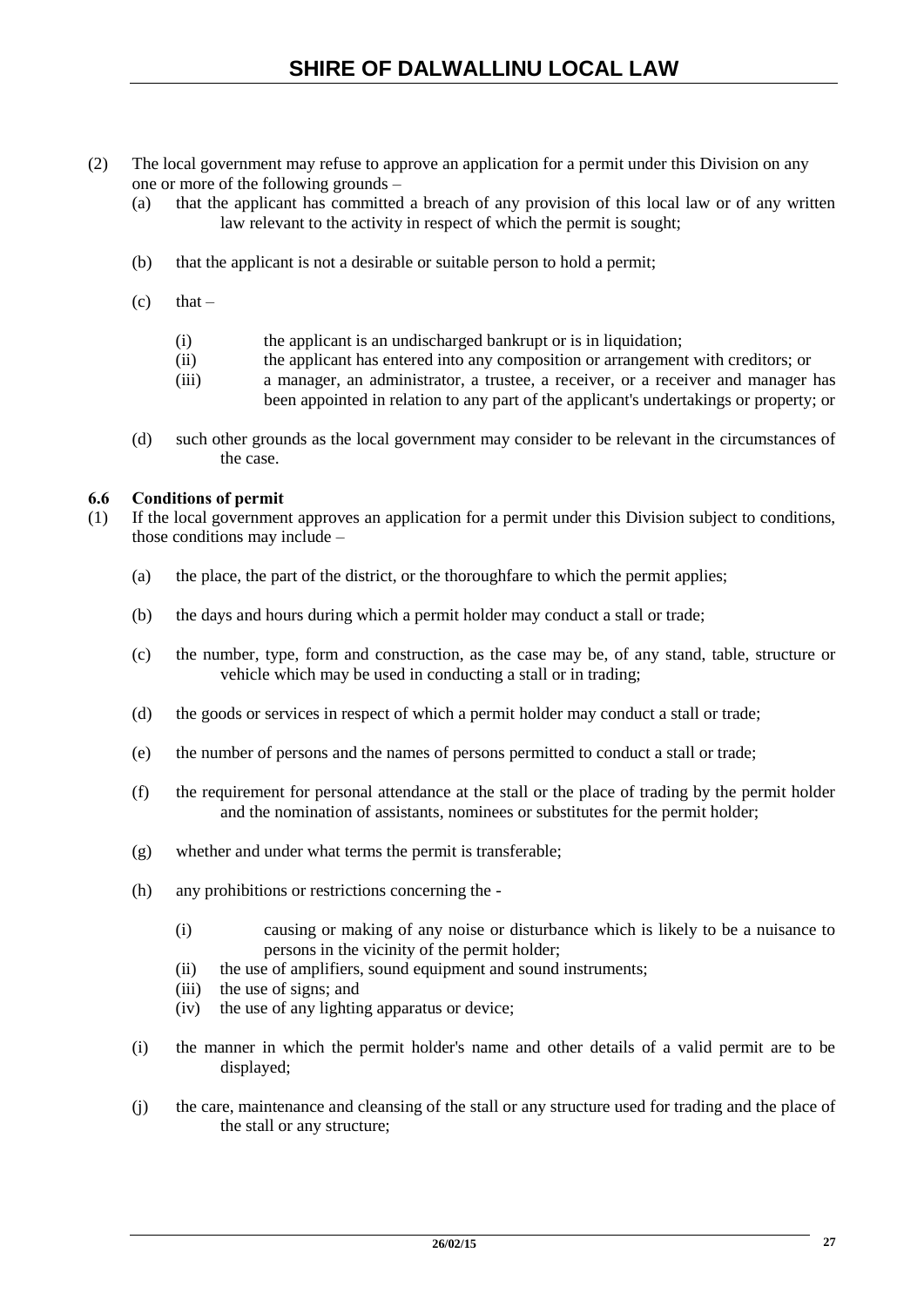(2) The local government may refuse to approve an application for a permit under this Division on any one or more of the following grounds –

(a) that the applicant has committed a breach of any provision of this local law or of any written law relevant to the activity in respect of which the permit is sought;

(b) that the applicant is not a desirable or suitable person to hold a permit;

(c) that –

(i) the applicant is an undischarged bankrupt or is in liquidation;
(ii) the applicant has entered into any composition or arrangement with creditors; or
(iii) a manager, an administrator, a trustee, a receiver, or a receiver and manager has been appointed in relation to any part of the applicant's undertakings or property; or

(d) such other grounds as the local government may consider to be relevant in the circumstances of the case.

**6.6 Conditions of permit**

(1) If the local government approves an application for a permit under this Division subject to conditions, those conditions may include –

(a) the place, the part of the district, or the thoroughfare to which the permit applies;

(b) the days and hours during which a permit holder may conduct a stall or trade;

(c) the number, type, form and construction, as the case may be, of any stand, table, structure or vehicle which may be used in conducting a stall or in trading;

(d) the goods or services in respect of which a permit holder may conduct a stall or trade;

(e) the number of persons and the names of persons permitted to conduct a stall or trade;

(f) the requirement for personal attendance at the stall or the place of trading by the permit holder and the nomination of assistants, nominees or substitutes for the permit holder;

(g) whether and under what terms the permit is transferable;

(h) any prohibitions or restrictions concerning the -

(i) causing or making of any noise or disturbance which is likely to be a nuisance to persons in the vicinity of the permit holder;
(ii) the use of amplifiers, sound equipment and sound instruments;
(iii) the use of signs; and
(iv) the use of any lighting apparatus or device;

(i) the manner in which the permit holder's name and other details of a valid permit are to be displayed;

(j) the care, maintenance and cleansing of the stall or any structure used for trading and the place of the stall or any structure;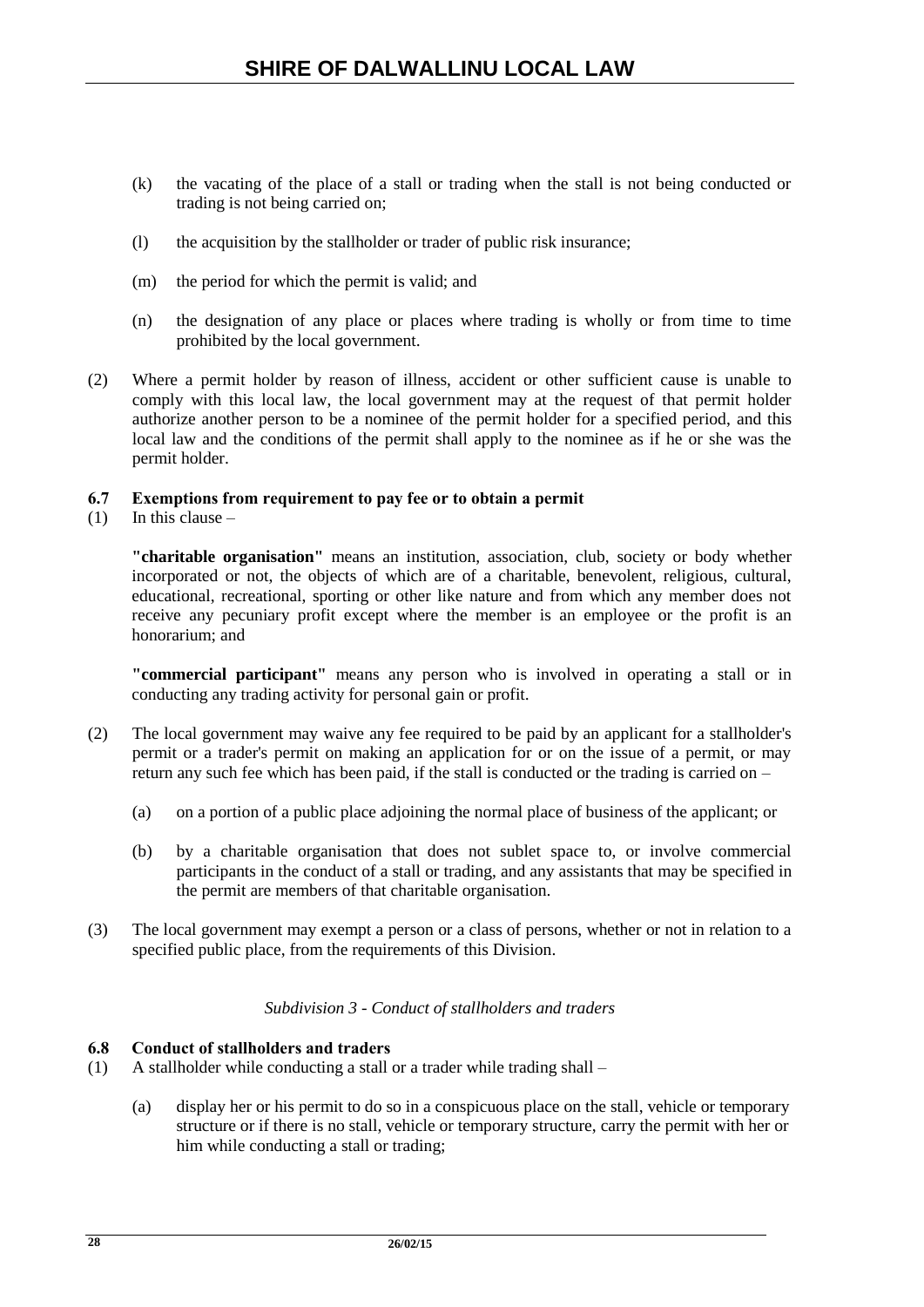(k) the vacating of the place of a stall or trading when the stall is not being conducted or trading is not being carried on;

(l) the acquisition by the stallholder or trader of public risk insurance;

(m) the period for which the permit is valid; and

(n) the designation of any place or places where trading is wholly or from time to time prohibited by the local government.

(2) Where a permit holder by reason of illness, accident or other sufficient cause is unable to comply with this local law, the local government may at the request of that permit holder authorize another person to be a nominee of the permit holder for a specified period, and this local law and the conditions of the permit shall apply to the nominee as if he or she was the permit holder.

**6.7 Exemptions from requirement to pay fee or to obtain a permit**

(1) In this clause –

**"charitable organisation"** means an institution, association, club, society or body whether incorporated or not, the objects of which are of a charitable, benevolent, religious, cultural, educational, recreational, sporting or other like nature and from which any member does not receive any pecuniary profit except where the member is an employee or the profit is an honorarium; and

**"commercial participant"** means any person who is involved in operating a stall or in conducting any trading activity for personal gain or profit.

(2) The local government may waive any fee required to be paid by an applicant for a stallholder's permit or a trader's permit on making an application for or on the issue of a permit, or may return any such fee which has been paid, if the stall is conducted or the trading is carried on –

(a) on a portion of a public place adjoining the normal place of business of the applicant; or

(b) by a charitable organisation that does not sublet space to, or involve commercial participants in the conduct of a stall or trading, and any assistants that may be specified in the permit are members of that charitable organisation.

(3) The local government may exempt a person or a class of persons, whether or not in relation to a specified public place, from the requirements of this Division.

*Subdivision 3 - Conduct of stallholders and traders*

**6.8 Conduct of stallholders and traders**

(1) A stallholder while conducting a stall or a trader while trading shall –

(a) display her or his permit to do so in a conspicuous place on the stall, vehicle or temporary structure or if there is no stall, vehicle or temporary structure, carry the permit with her or him while conducting a stall or trading;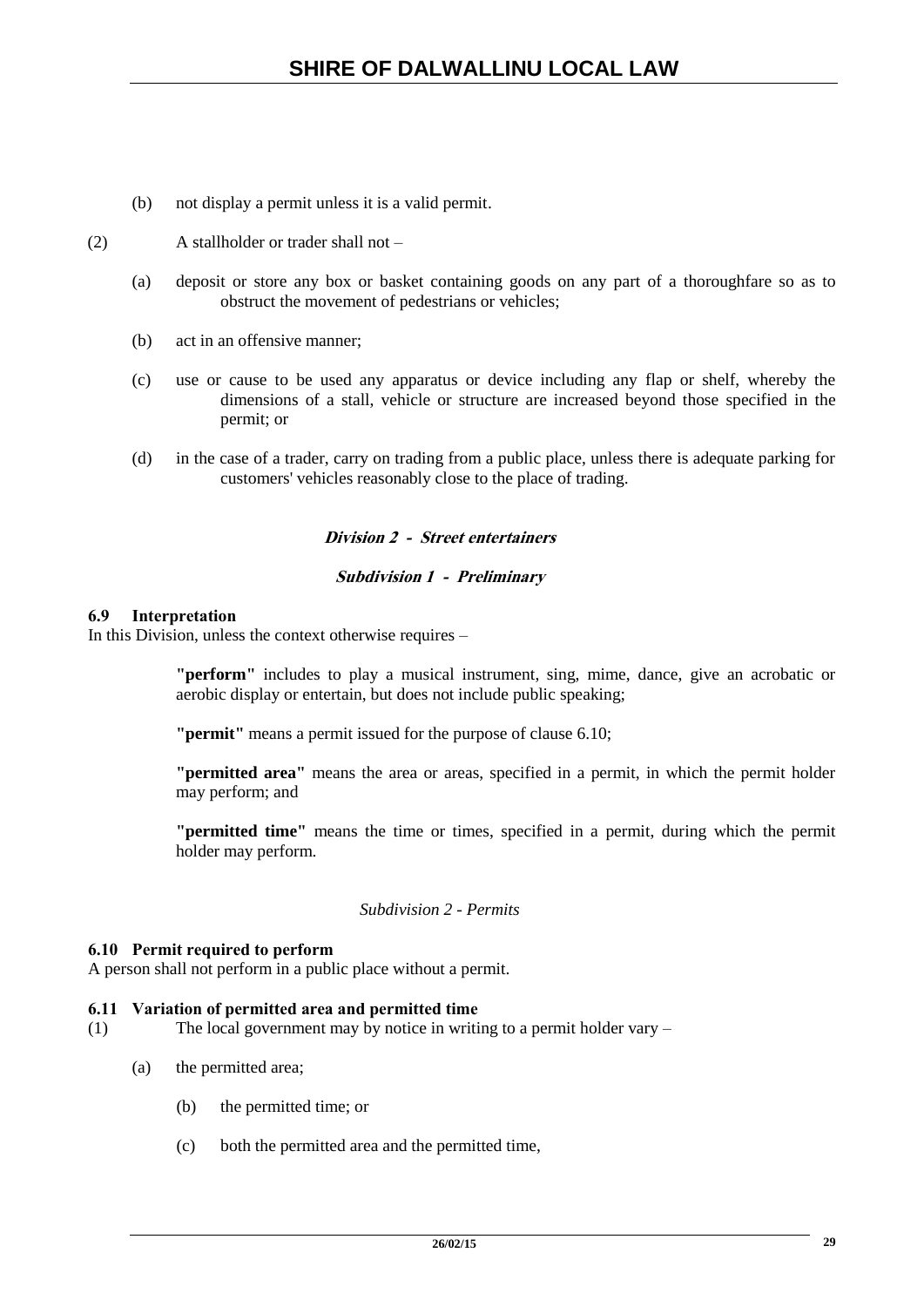(b) not display a permit unless it is a valid permit.

(2) A stallholder or trader shall not –

(a) deposit or store any box or basket containing goods on any part of a thoroughfare so as to obstruct the movement of pedestrians or vehicles;

(b) act in an offensive manner;

(c) use or cause to be used any apparatus or device including any flap or shelf, whereby the dimensions of a stall, vehicle or structure are increased beyond those specified in the permit; or

(d) in the case of a trader, carry on trading from a public place, unless there is adequate parking for customers' vehicles reasonably close to the place of trading.

### *Division 2 - Street entertainers*

#### *Subdivision 1 - Preliminary*

**6.9 Interpretation**

In this Division, unless the context otherwise requires –

**"perform"** includes to play a musical instrument, sing, mime, dance, give an acrobatic or aerobic display or entertain, but does not include public speaking;

**"permit"** means a permit issued for the purpose of clause 6.10;

**"permitted area"** means the area or areas, specified in a permit, in which the permit holder may perform; and

**"permitted time"** means the time or times, specified in a permit, during which the permit holder may perform.

#### *Subdivision 2 - Permits*

**6.10 Permit required to perform**

A person shall not perform in a public place without a permit.

**6.11 Variation of permitted area and permitted time**

(1) The local government may by notice in writing to a permit holder vary –

(a) the permitted area;

(b) the permitted time; or

(c) both the permitted area and the permitted time,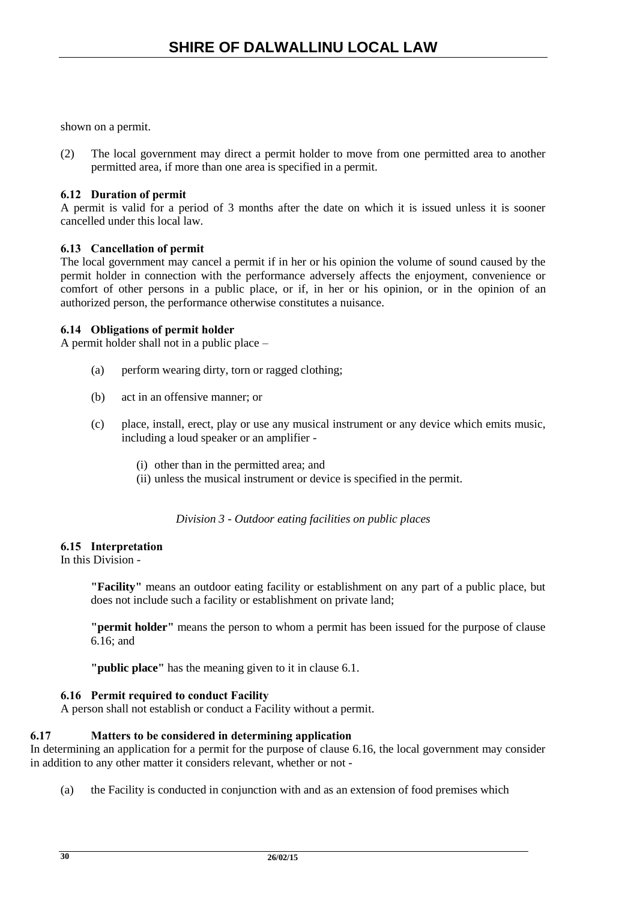shown on a permit.

(2) The local government may direct a permit holder to move from one permitted area to another permitted area, if more than one area is specified in a permit.

**6.12 Duration of permit**

A permit is valid for a period of 3 months after the date on which it is issued unless it is sooner cancelled under this local law.

**6.13 Cancellation of permit**

The local government may cancel a permit if in her or his opinion the volume of sound caused by the permit holder in connection with the performance adversely affects the enjoyment, convenience or comfort of other persons in a public place, or if, in her or his opinion, or in the opinion of an authorized person, the performance otherwise constitutes a nuisance.

**6.14 Obligations of permit holder**

A permit holder shall not in a public place –

(a) perform wearing dirty, torn or ragged clothing;

(b) act in an offensive manner; or

(c) place, install, erect, play or use any musical instrument or any device which emits music, including a loud speaker or an amplifier -

(i) other than in the permitted area; and
(ii) unless the musical instrument or device is specified in the permit.

*Division 3 - Outdoor eating facilities on public places*

**6.15 Interpretation**

In this Division -

**"Facility"** means an outdoor eating facility or establishment on any part of a public place, but does not include such a facility or establishment on private land;

**"permit holder"** means the person to whom a permit has been issued for the purpose of clause 6.16; and

**"public place"** has the meaning given to it in clause 6.1.

**6.16 Permit required to conduct Facility**

A person shall not establish or conduct a Facility without a permit.

**6.17 Matters to be considered in determining application**

In determining an application for a permit for the purpose of clause 6.16, the local government may consider in addition to any other matter it considers relevant, whether or not -

(a) the Facility is conducted in conjunction with and as an extension of food premises which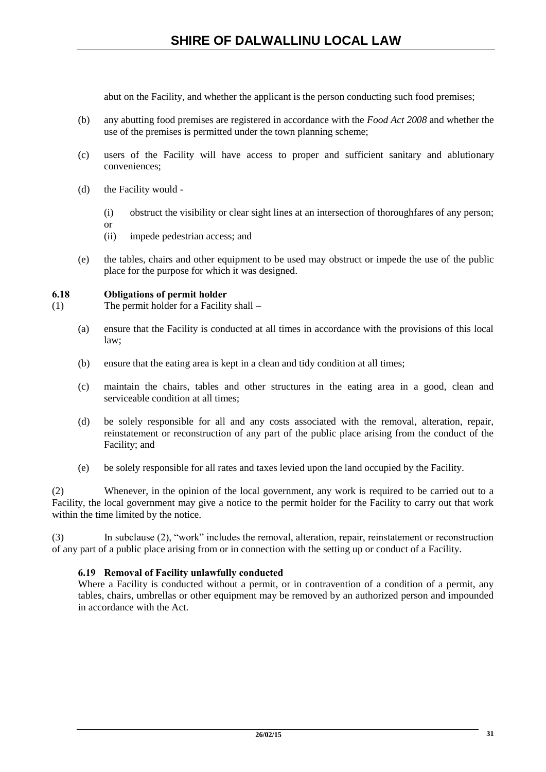abut on the Facility, and whether the applicant is the person conducting such food premises;

(b) any abutting food premises are registered in accordance with the *Food Act 2008* and whether the use of the premises is permitted under the town planning scheme;

(c) users of the Facility will have access to proper and sufficient sanitary and ablutionary conveniences;

(d) the Facility would -

(i) obstruct the visibility or clear sight lines at an intersection of thoroughfares of any person; or

(ii) impede pedestrian access; and

(e) the tables, chairs and other equipment to be used may obstruct or impede the use of the public place for the purpose for which it was designed.

**6.18 Obligations of permit holder**

(1) The permit holder for a Facility shall –

(a) ensure that the Facility is conducted at all times in accordance with the provisions of this local law;

(b) ensure that the eating area is kept in a clean and tidy condition at all times;

(c) maintain the chairs, tables and other structures in the eating area in a good, clean and serviceable condition at all times;

(d) be solely responsible for all and any costs associated with the removal, alteration, repair, reinstatement or reconstruction of any part of the public place arising from the conduct of the Facility; and

(e) be solely responsible for all rates and taxes levied upon the land occupied by the Facility.

(2) Whenever, in the opinion of the local government, any work is required to be carried out to a Facility, the local government may give a notice to the permit holder for the Facility to carry out that work within the time limited by the notice.

(3) In subclause (2), "work" includes the removal, alteration, repair, reinstatement or reconstruction of any part of a public place arising from or in connection with the setting up or conduct of a Facility.

**6.19 Removal of Facility unlawfully conducted**

Where a Facility is conducted without a permit, or in contravention of a condition of a permit, any tables, chairs, umbrellas or other equipment may be removed by an authorized person and impounded in accordance with the Act.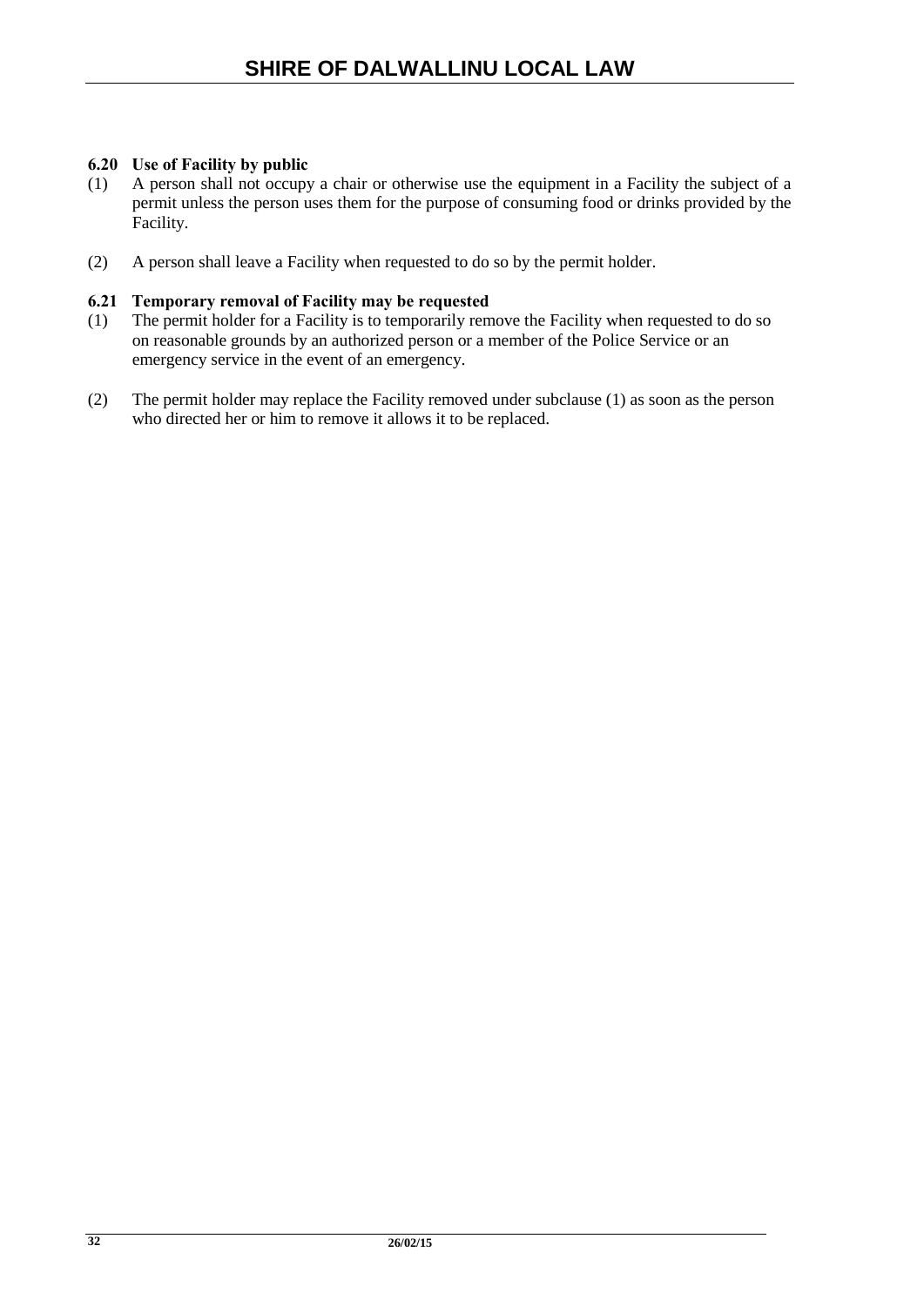### 6.20 Use of Facility by public

(1) A person shall not occupy a chair or otherwise use the equipment in a Facility the subject of a permit unless the person uses them for the purpose of consuming food or drinks provided by the Facility.

(2) A person shall leave a Facility when requested to do so by the permit holder.

### 6.21 Temporary removal of Facility may be requested

(1) The permit holder for a Facility is to temporarily remove the Facility when requested to do so on reasonable grounds by an authorized person or a member of the Police Service or an emergency service in the event of an emergency.

(2) The permit holder may replace the Facility removed under subclause (1) as soon as the person who directed her or him to remove it allows it to be replaced.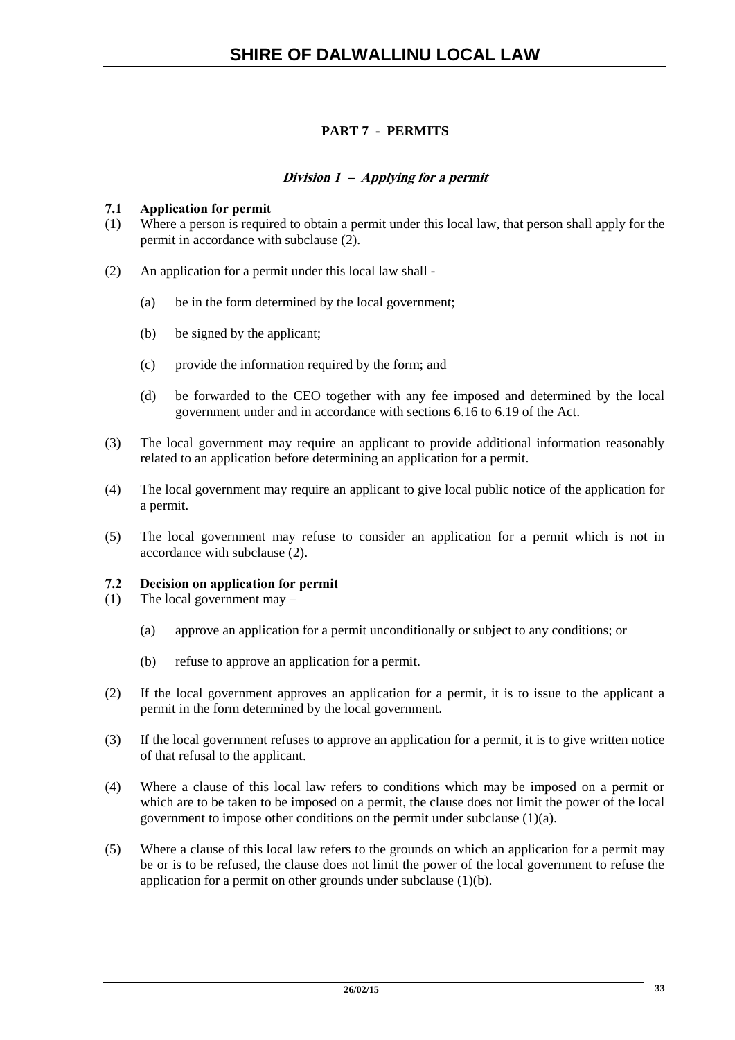## PART 7 - PERMITS

### *Division 1 – Applying for a permit*

**7.1 Application for permit**

(1) Where a person is required to obtain a permit under this local law, that person shall apply for the permit in accordance with subclause (2).

(2) An application for a permit under this local law shall -

(a) be in the form determined by the local government;

(b) be signed by the applicant;

(c) provide the information required by the form; and

(d) be forwarded to the CEO together with any fee imposed and determined by the local government under and in accordance with sections 6.16 to 6.19 of the Act.

(3) The local government may require an applicant to provide additional information reasonably related to an application before determining an application for a permit.

(4) The local government may require an applicant to give local public notice of the application for a permit.

(5) The local government may refuse to consider an application for a permit which is not in accordance with subclause (2).

**7.2 Decision on application for permit**

(1) The local government may –

(a) approve an application for a permit unconditionally or subject to any conditions; or

(b) refuse to approve an application for a permit.

(2) If the local government approves an application for a permit, it is to issue to the applicant a permit in the form determined by the local government.

(3) If the local government refuses to approve an application for a permit, it is to give written notice of that refusal to the applicant.

(4) Where a clause of this local law refers to conditions which may be imposed on a permit or which are to be taken to be imposed on a permit, the clause does not limit the power of the local government to impose other conditions on the permit under subclause (1)(a).

(5) Where a clause of this local law refers to the grounds on which an application for a permit may be or is to be refused, the clause does not limit the power of the local government to refuse the application for a permit on other grounds under subclause (1)(b).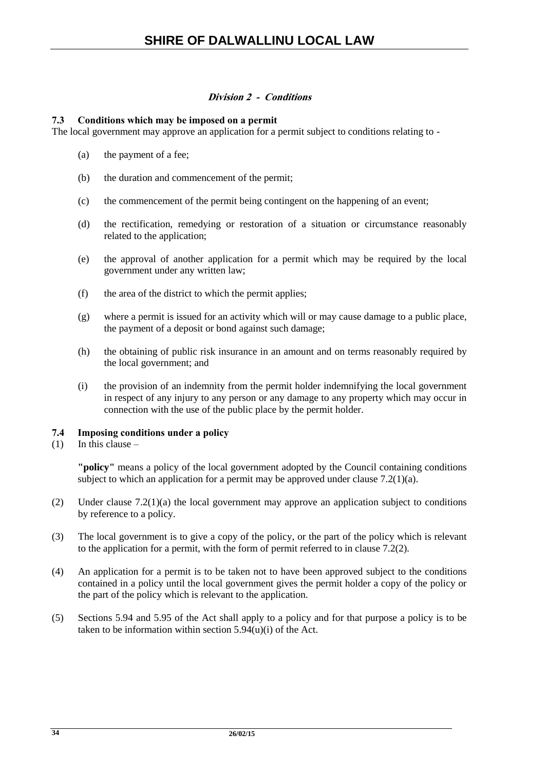### *Division 2 - Conditions*

**7.3 Conditions which may be imposed on a permit**

The local government may approve an application for a permit subject to conditions relating to -

(a) the payment of a fee;

(b) the duration and commencement of the permit;

(c) the commencement of the permit being contingent on the happening of an event;

(d) the rectification, remedying or restoration of a situation or circumstance reasonably related to the application;

(e) the approval of another application for a permit which may be required by the local government under any written law;

(f) the area of the district to which the permit applies;

(g) where a permit is issued for an activity which will or may cause damage to a public place, the payment of a deposit or bond against such damage;

(h) the obtaining of public risk insurance in an amount and on terms reasonably required by the local government; and

(i) the provision of an indemnity from the permit holder indemnifying the local government in respect of any injury to any person or any damage to any property which may occur in connection with the use of the public place by the permit holder.

**7.4 Imposing conditions under a policy**

(1) In this clause –

**"policy"** means a policy of the local government adopted by the Council containing conditions subject to which an application for a permit may be approved under clause 7.2(1)(a).

(2) Under clause 7.2(1)(a) the local government may approve an application subject to conditions by reference to a policy.

(3) The local government is to give a copy of the policy, or the part of the policy which is relevant to the application for a permit, with the form of permit referred to in clause 7.2(2).

(4) An application for a permit is to be taken not to have been approved subject to the conditions contained in a policy until the local government gives the permit holder a copy of the policy or the part of the policy which is relevant to the application.

(5) Sections 5.94 and 5.95 of the Act shall apply to a policy and for that purpose a policy is to be taken to be information within section 5.94(u)(i) of the Act.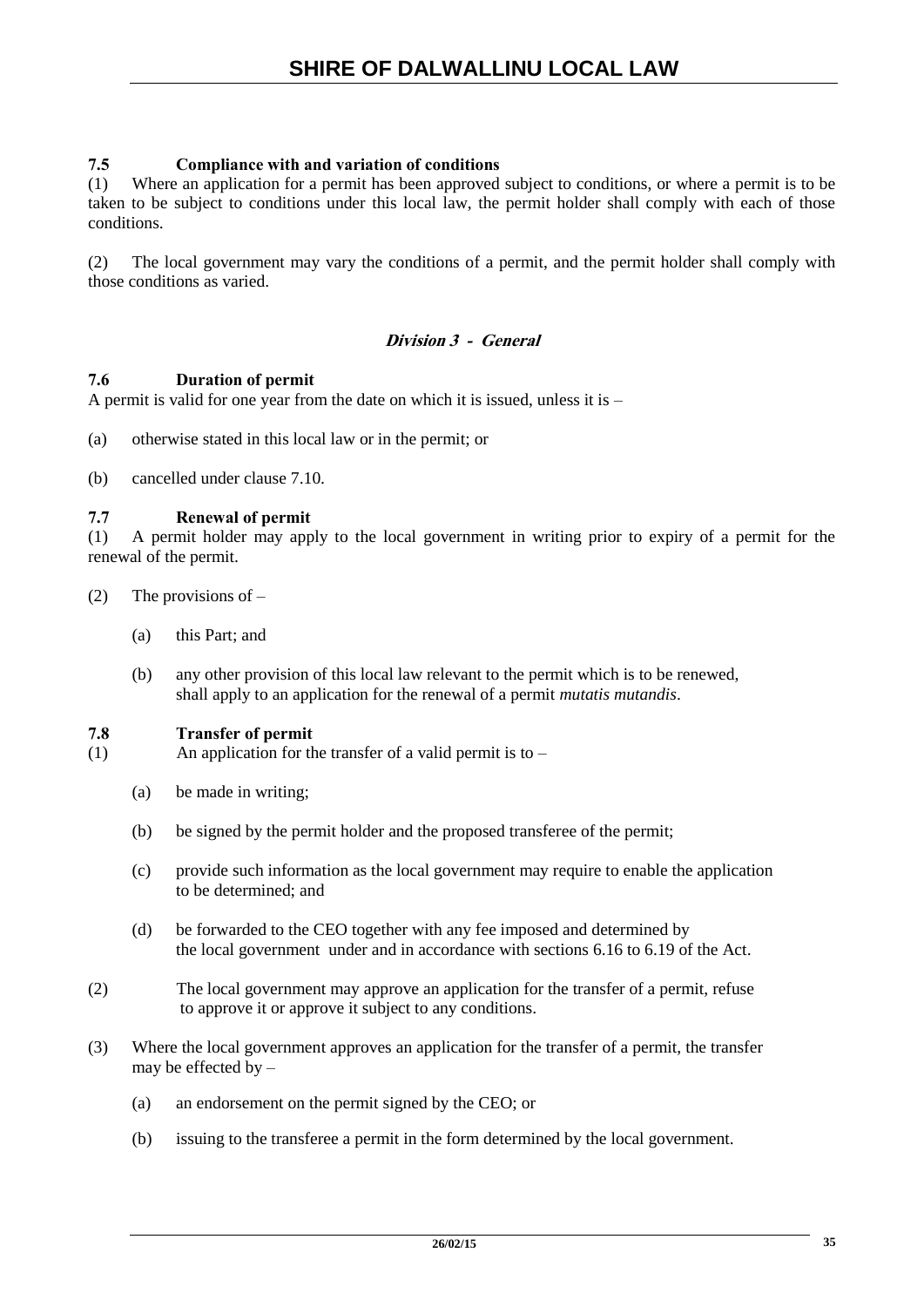**7.5 Compliance with and variation of conditions**

(1) Where an application for a permit has been approved subject to conditions, or where a permit is to be taken to be subject to conditions under this local law, the permit holder shall comply with each of those conditions.

(2) The local government may vary the conditions of a permit, and the permit holder shall comply with those conditions as varied.

### *Division 3 - General*

**7.6 Duration of permit**

A permit is valid for one year from the date on which it is issued, unless it is –

(a) otherwise stated in this local law or in the permit; or

(b) cancelled under clause 7.10.

**7.7 Renewal of permit**

(1) A permit holder may apply to the local government in writing prior to expiry of a permit for the renewal of the permit.

(2) The provisions of –

(a) this Part; and

(b) any other provision of this local law relevant to the permit which is to be renewed, shall apply to an application for the renewal of a permit *mutatis mutandis*.

**7.8 Transfer of permit**

(1) An application for the transfer of a valid permit is to –

(a) be made in writing;

(b) be signed by the permit holder and the proposed transferee of the permit;

(c) provide such information as the local government may require to enable the application to be determined; and

(d) be forwarded to the CEO together with any fee imposed and determined by the local government under and in accordance with sections 6.16 to 6.19 of the Act.

(2) The local government may approve an application for the transfer of a permit, refuse to approve it or approve it subject to any conditions.

(3) Where the local government approves an application for the transfer of a permit, the transfer may be effected by –

(a) an endorsement on the permit signed by the CEO; or

(b) issuing to the transferee a permit in the form determined by the local government.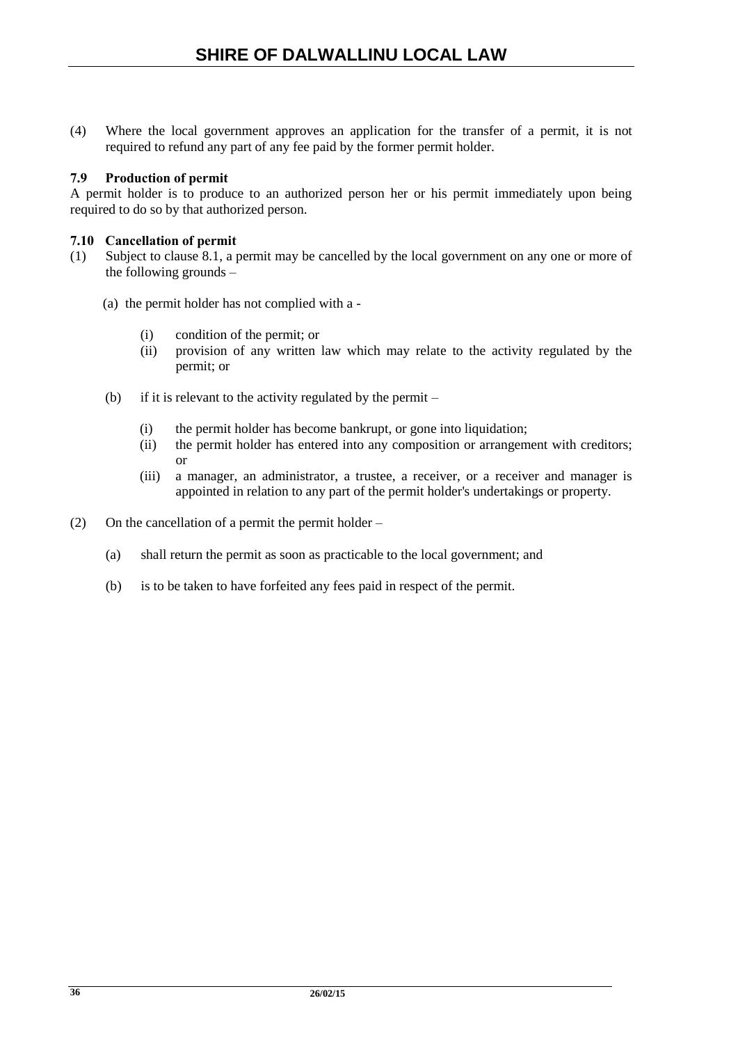(4) Where the local government approves an application for the transfer of a permit, it is not required to refund any part of any fee paid by the former permit holder.

**7.9 Production of permit**

A permit holder is to produce to an authorized person her or his permit immediately upon being required to do so by that authorized person.

**7.10 Cancellation of permit**

(1) Subject to clause 8.1, a permit may be cancelled by the local government on any one or more of the following grounds –

  (a) the permit holder has not complied with a -

    (i) condition of the permit; or
    (ii) provision of any written law which may relate to the activity regulated by the permit; or

  (b) if it is relevant to the activity regulated by the permit –

    (i) the permit holder has become bankrupt, or gone into liquidation;
    (ii) the permit holder has entered into any composition or arrangement with creditors; or
    (iii) a manager, an administrator, a trustee, a receiver, or a receiver and manager is appointed in relation to any part of the permit holder's undertakings or property.

(2) On the cancellation of a permit the permit holder –

  (a) shall return the permit as soon as practicable to the local government; and

  (b) is to be taken to have forfeited any fees paid in respect of the permit.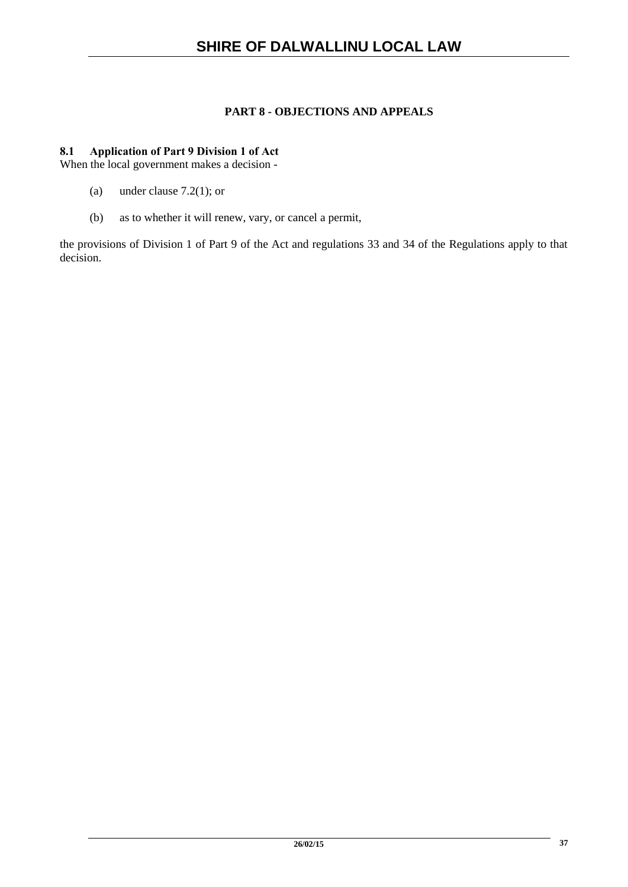## PART 8 - OBJECTIONS AND APPEALS

### 8.1 Application of Part 9 Division 1 of Act

When the local government makes a decision -

(a) under clause 7.2(1); or

(b) as to whether it will renew, vary, or cancel a permit,

the provisions of Division 1 of Part 9 of the Act and regulations 33 and 34 of the Regulations apply to that decision.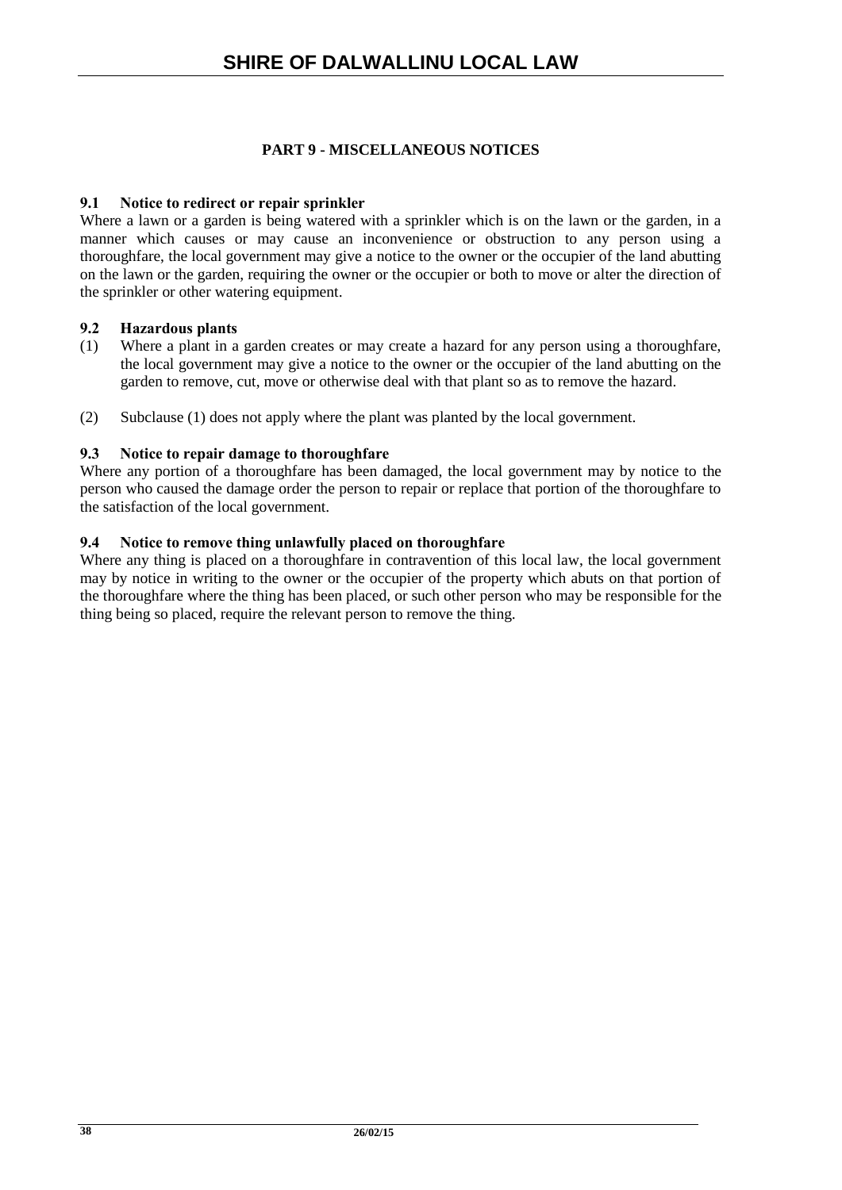## PART 9 - MISCELLANEOUS NOTICES

### 9.1 Notice to redirect or repair sprinkler

Where a lawn or a garden is being watered with a sprinkler which is on the lawn or the garden, in a manner which causes or may cause an inconvenience or obstruction to any person using a thoroughfare, the local government may give a notice to the owner or the occupier of the land abutting on the lawn or the garden, requiring the owner or the occupier or both to move or alter the direction of the sprinkler or other watering equipment.

### 9.2 Hazardous plants

(1) Where a plant in a garden creates or may create a hazard for any person using a thoroughfare, the local government may give a notice to the owner or the occupier of the land abutting on the garden to remove, cut, move or otherwise deal with that plant so as to remove the hazard.

(2) Subclause (1) does not apply where the plant was planted by the local government.

### 9.3 Notice to repair damage to thoroughfare

Where any portion of a thoroughfare has been damaged, the local government may by notice to the person who caused the damage order the person to repair or replace that portion of the thoroughfare to the satisfaction of the local government.

### 9.4 Notice to remove thing unlawfully placed on thoroughfare

Where any thing is placed on a thoroughfare in contravention of this local law, the local government may by notice in writing to the owner or the occupier of the property which abuts on that portion of the thoroughfare where the thing has been placed, or such other person who may be responsible for the thing being so placed, require the relevant person to remove the thing.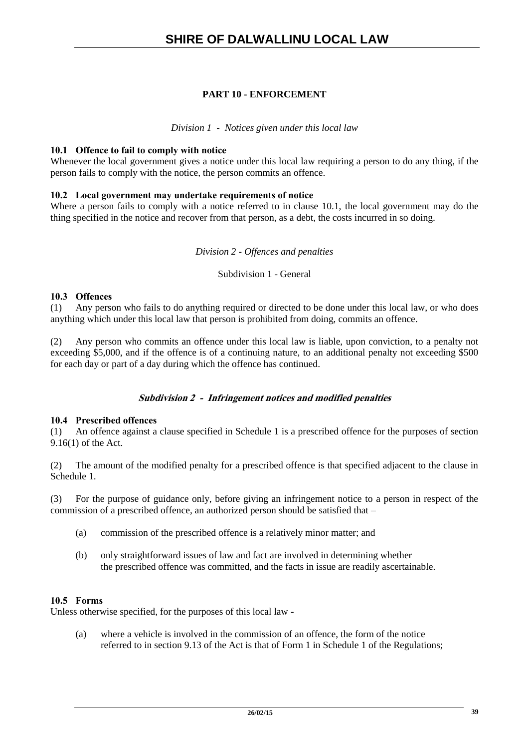## PART 10 - ENFORCEMENT

*Division 1 - Notices given under this local law*

**10.1 Offence to fail to comply with notice**
Whenever the local government gives a notice under this local law requiring a person to do any thing, if the person fails to comply with the notice, the person commits an offence.

**10.2 Local government may undertake requirements of notice**
Where a person fails to comply with a notice referred to in clause 10.1, the local government may do the thing specified in the notice and recover from that person, as a debt, the costs incurred in so doing.

*Division 2 - Offences and penalties*

Subdivision 1 - General

**10.3 Offences**
(1) Any person who fails to do anything required or directed to be done under this local law, or who does anything which under this local law that person is prohibited from doing, commits an offence.

(2) Any person who commits an offence under this local law is liable, upon conviction, to a penalty not exceeding $5,000, and if the offence is of a continuing nature, to an additional penalty not exceeding $500 for each day or part of a day during which the offence has continued.

***Subdivision 2 - Infringement notices and modified penalties***

**10.4 Prescribed offences**
(1) An offence against a clause specified in Schedule 1 is a prescribed offence for the purposes of section 9.16(1) of the Act.

(2) The amount of the modified penalty for a prescribed offence is that specified adjacent to the clause in Schedule 1.

(3) For the purpose of guidance only, before giving an infringement notice to a person in respect of the commission of a prescribed offence, an authorized person should be satisfied that –

(a) commission of the prescribed offence is a relatively minor matter; and

(b) only straightforward issues of law and fact are involved in determining whether the prescribed offence was committed, and the facts in issue are readily ascertainable.

**10.5 Forms**
Unless otherwise specified, for the purposes of this local law -

(a) where a vehicle is involved in the commission of an offence, the form of the notice referred to in section 9.13 of the Act is that of Form 1 in Schedule 1 of the Regulations;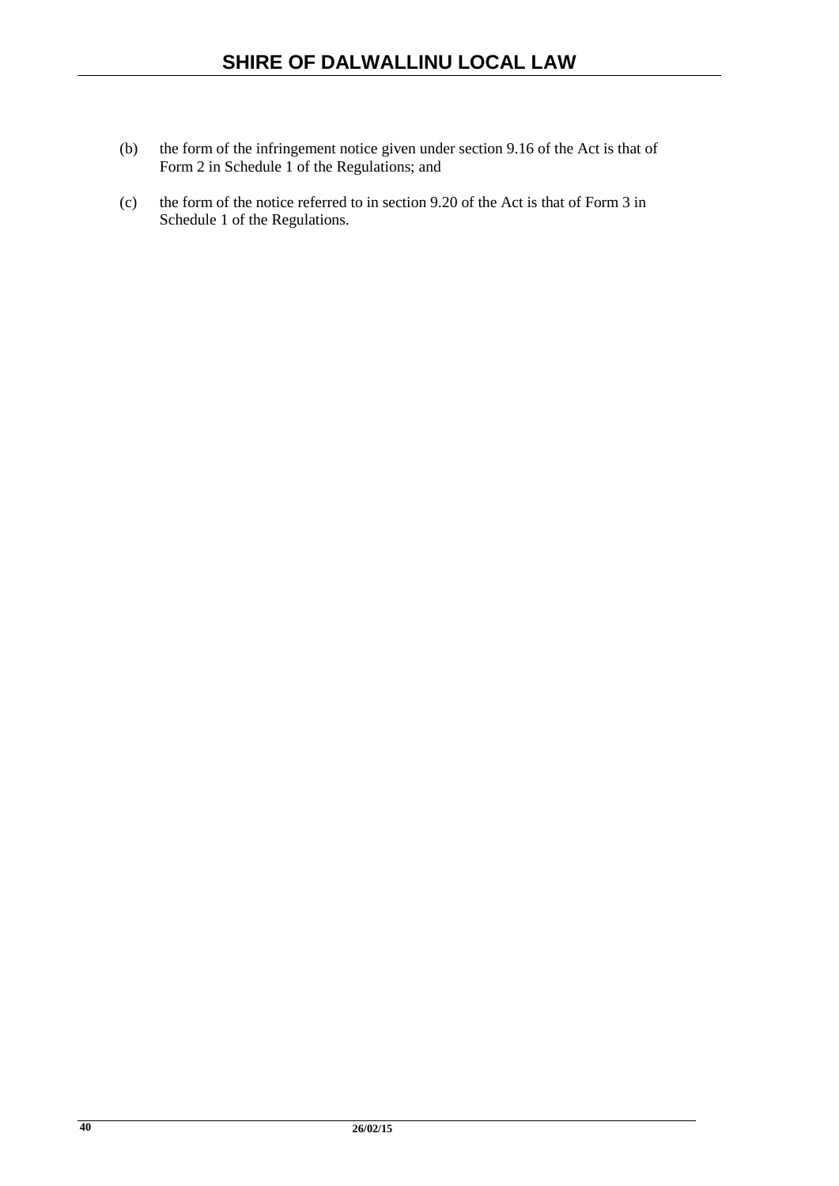(b) the form of the infringement notice given under section 9.16 of the Act is that of Form 2 in Schedule 1 of the Regulations; and

(c) the form of the notice referred to in section 9.20 of the Act is that of Form 3 in Schedule 1 of the Regulations.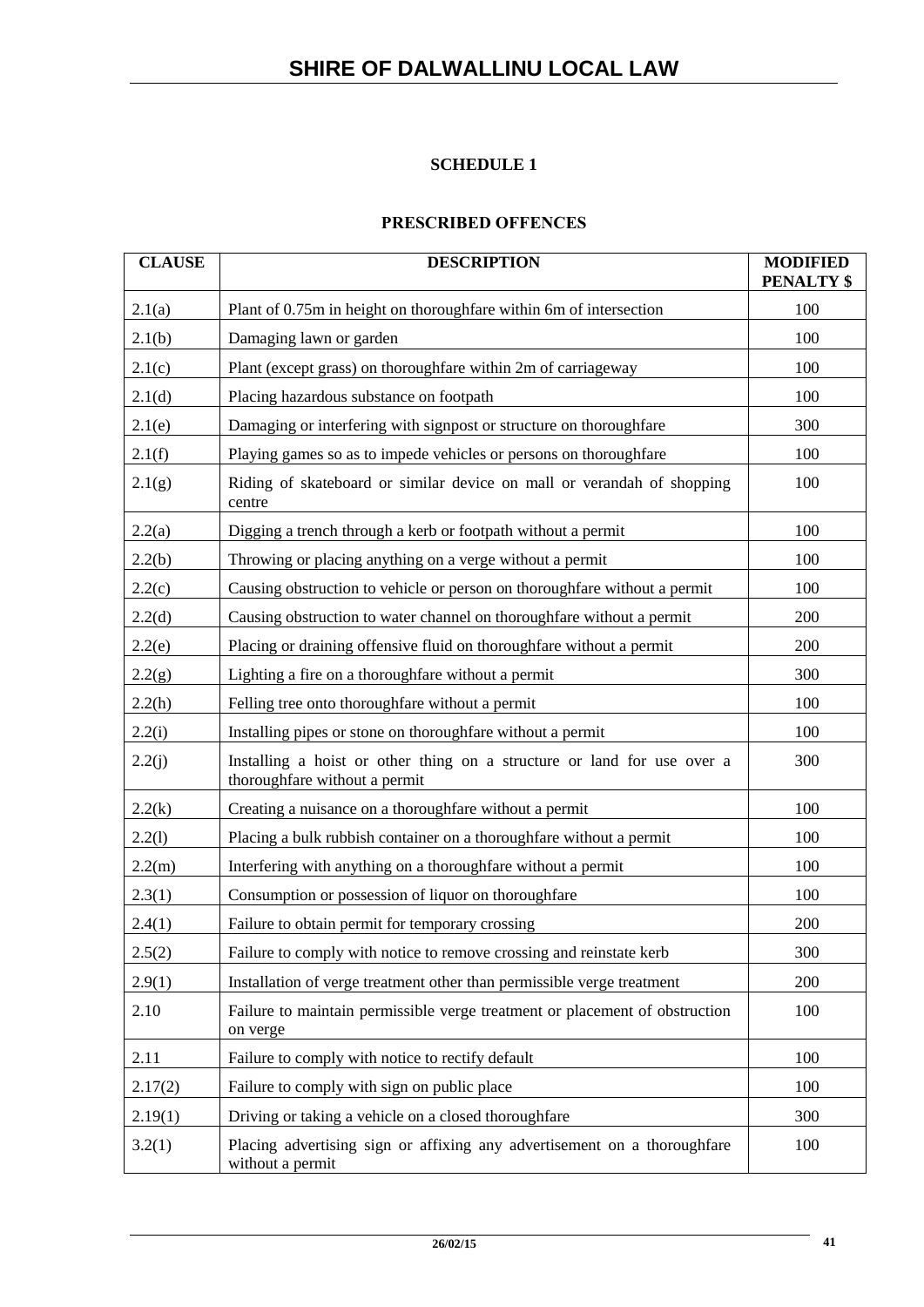## SCHEDULE 1

## PRESCRIBED OFFENCES

| CLAUSE | DESCRIPTION | MODIFIED PENALTY $ |
|---|---|---|
| 2.1(a) | Plant of 0.75m in height on thoroughfare within 6m of intersection | 100 |
| 2.1(b) | Damaging lawn or garden | 100 |
| 2.1(c) | Plant (except grass) on thoroughfare within 2m of carriageway | 100 |
| 2.1(d) | Placing hazardous substance on footpath | 100 |
| 2.1(e) | Damaging or interfering with signpost or structure on thoroughfare | 300 |
| 2.1(f) | Playing games so as to impede vehicles or persons on thoroughfare | 100 |
| 2.1(g) | Riding of skateboard or similar device on mall or verandah of shopping centre | 100 |
| 2.2(a) | Digging a trench through a kerb or footpath without a permit | 100 |
| 2.2(b) | Throwing or placing anything on a verge without a permit | 100 |
| 2.2(c) | Causing obstruction to vehicle or person on thoroughfare without a permit | 100 |
| 2.2(d) | Causing obstruction to water channel on thoroughfare without a permit | 200 |
| 2.2(e) | Placing or draining offensive fluid on thoroughfare without a permit | 200 |
| 2.2(g) | Lighting a fire on a thoroughfare without a permit | 300 |
| 2.2(h) | Felling tree onto thoroughfare without a permit | 100 |
| 2.2(i) | Installing pipes or stone on thoroughfare without a permit | 100 |
| 2.2(j) | Installing a hoist or other thing on a structure or land for use over a thoroughfare without a permit | 300 |
| 2.2(k) | Creating a nuisance on a thoroughfare without a permit | 100 |
| 2.2(l) | Placing a bulk rubbish container on a thoroughfare without a permit | 100 |
| 2.2(m) | Interfering with anything on a thoroughfare without a permit | 100 |
| 2.3(1) | Consumption or possession of liquor on thoroughfare | 100 |
| 2.4(1) | Failure to obtain permit for temporary crossing | 200 |
| 2.5(2) | Failure to comply with notice to remove crossing and reinstate kerb | 300 |
| 2.9(1) | Installation of verge treatment other than permissible verge treatment | 200 |
| 2.10 | Failure to maintain permissible verge treatment or placement of obstruction on verge | 100 |
| 2.11 | Failure to comply with notice to rectify default | 100 |
| 2.17(2) | Failure to comply with sign on public place | 100 |
| 2.19(1) | Driving or taking a vehicle on a closed thoroughfare | 300 |
| 3.2(1) | Placing advertising sign or affixing any advertisement on a thoroughfare without a permit | 100 |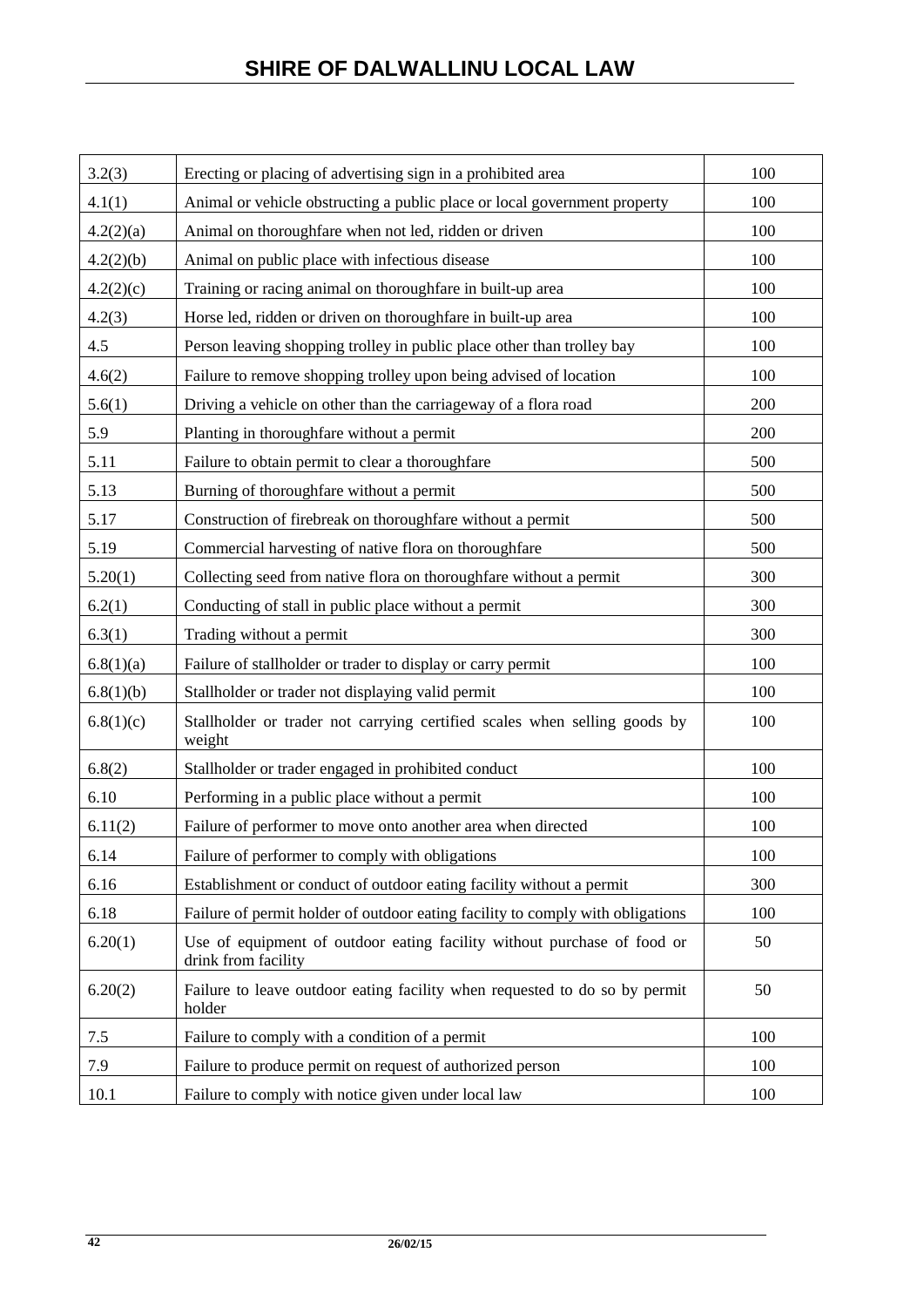| | | |
|---|---|---|
| 3.2(3) | Erecting or placing of advertising sign in a prohibited area | 100 |
| 4.1(1) | Animal or vehicle obstructing a public place or local government property | 100 |
| 4.2(2)(a) | Animal on thoroughfare when not led, ridden or driven | 100 |
| 4.2(2)(b) | Animal on public place with infectious disease | 100 |
| 4.2(2)(c) | Training or racing animal on thoroughfare in built-up area | 100 |
| 4.2(3) | Horse led, ridden or driven on thoroughfare in built-up area | 100 |
| 4.5 | Person leaving shopping trolley in public place other than trolley bay | 100 |
| 4.6(2) | Failure to remove shopping trolley upon being advised of location | 100 |
| 5.6(1) | Driving a vehicle on other than the carriageway of a flora road | 200 |
| 5.9 | Planting in thoroughfare without a permit | 200 |
| 5.11 | Failure to obtain permit to clear a thoroughfare | 500 |
| 5.13 | Burning of thoroughfare without a permit | 500 |
| 5.17 | Construction of firebreak on thoroughfare without a permit | 500 |
| 5.19 | Commercial harvesting of native flora on thoroughfare | 500 |
| 5.20(1) | Collecting seed from native flora on thoroughfare without a permit | 300 |
| 6.2(1) | Conducting of stall in public place without a permit | 300 |
| 6.3(1) | Trading without a permit | 300 |
| 6.8(1)(a) | Failure of stallholder or trader to display or carry permit | 100 |
| 6.8(1)(b) | Stallholder or trader not displaying valid permit | 100 |
| 6.8(1)(c) | Stallholder or trader not carrying certified scales when selling goods by weight | 100 |
| 6.8(2) | Stallholder or trader engaged in prohibited conduct | 100 |
| 6.10 | Performing in a public place without a permit | 100 |
| 6.11(2) | Failure of performer to move onto another area when directed | 100 |
| 6.14 | Failure of performer to comply with obligations | 100 |
| 6.16 | Establishment or conduct of outdoor eating facility without a permit | 300 |
| 6.18 | Failure of permit holder of outdoor eating facility to comply with obligations | 100 |
| 6.20(1) | Use of equipment of outdoor eating facility without purchase of food or drink from facility | 50 |
| 6.20(2) | Failure to leave outdoor eating facility when requested to do so by permit holder | 50 |
| 7.5 | Failure to comply with a condition of a permit | 100 |
| 7.9 | Failure to produce permit on request of authorized person | 100 |
| 10.1 | Failure to comply with notice given under local law | 100 |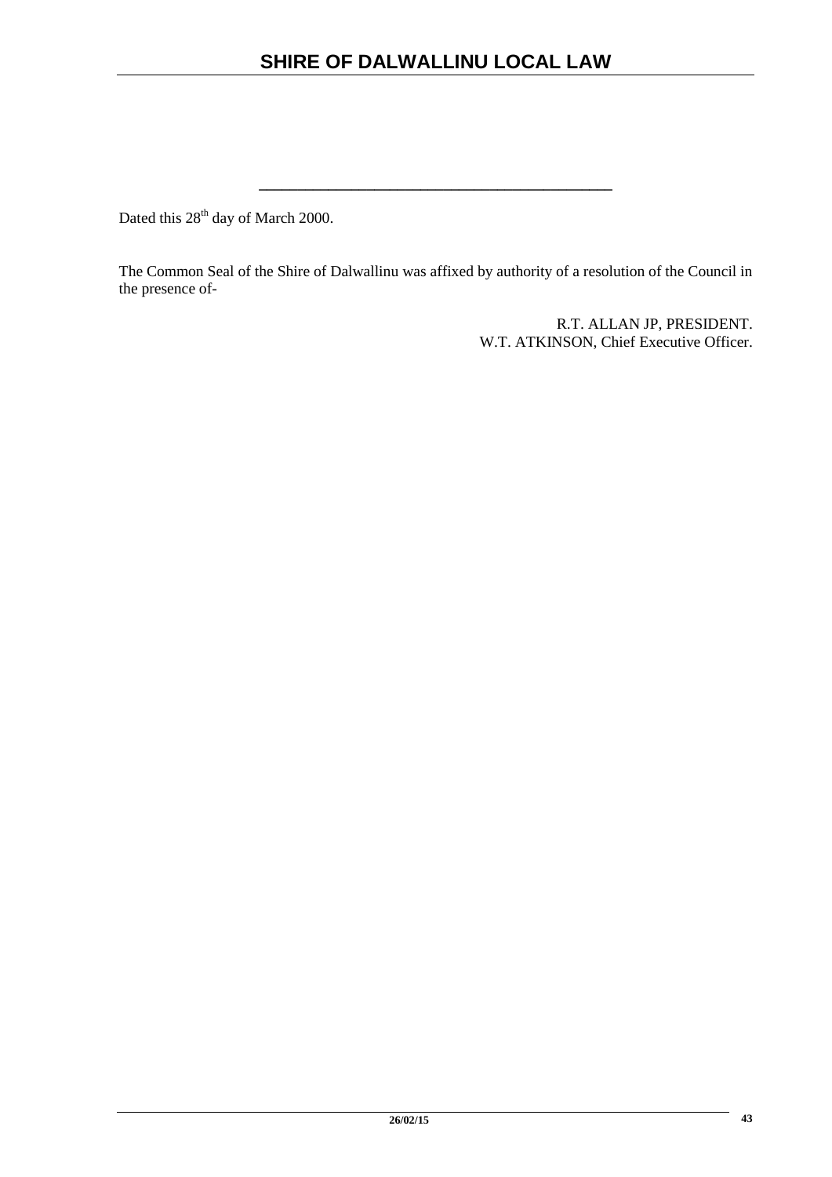---

Dated this 28th day of March 2000.

The Common Seal of the Shire of Dalwallinu was affixed by authority of a resolution of the Council in the presence of-

R.T. ALLAN JP, PRESIDENT.
W.T. ATKINSON, Chief Executive Officer.